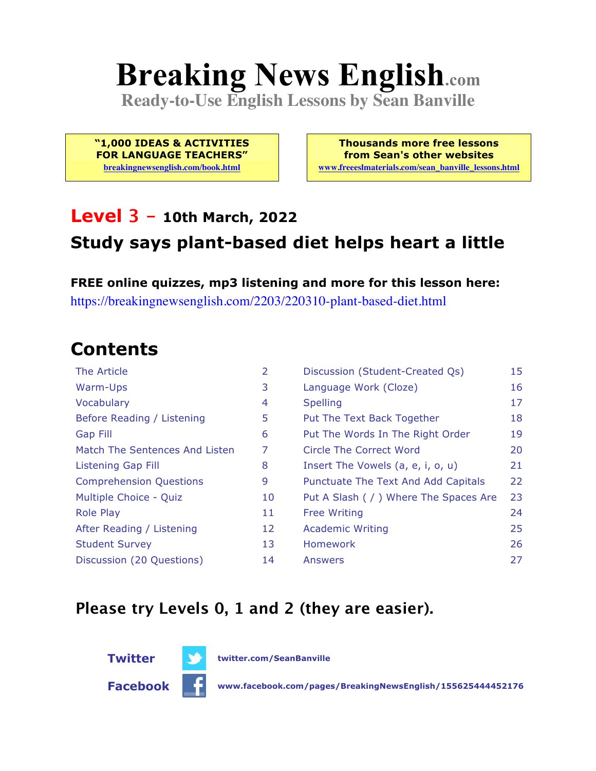# Breaking News English.com

**Ready-to-Use English Lessons by Sean Banville**

**"1,000 IDEAS & ACTIVITIES FOR LANGUAGE TEACHERS"**
breakingnewsenglish.com/book.html

**Thousands more free lessons from Sean's other websites**
www.freeeslmaterials.com/sean_banville_lessons.html

## Level 3 – 10th March, 2022

## Study says plant-based diet helps heart a little

**FREE online quizzes, mp3 listening and more for this lesson here:**
https://breakingnewsenglish.com/2203/220310-plant-based-diet.html

## Contents

| | | | |
|---|---|---|---|
| The Article | 2 | Discussion (Student-Created Qs) | 15 |
| Warm-Ups | 3 | Language Work (Cloze) | 16 |
| Vocabulary | 4 | Spelling | 17 |
| Before Reading / Listening | 5 | Put The Text Back Together | 18 |
| Gap Fill | 6 | Put The Words In The Right Order | 19 |
| Match The Sentences And Listen | 7 | Circle The Correct Word | 20 |
| Listening Gap Fill | 8 | Insert The Vowels (a, e, i, o, u) | 21 |
| Comprehension Questions | 9 | Punctuate The Text And Add Capitals | 22 |
| Multiple Choice - Quiz | 10 | Put A Slash ( / ) Where The Spaces Are | 23 |
| Role Play | 11 | Free Writing | 24 |
| After Reading / Listening | 12 | Academic Writing | 25 |
| Student Survey | 13 | Homework | 26 |
| Discussion (20 Questions) | 14 | Answers | 27 |

## Please try Levels 0, 1 and 2 (they are easier).

**Twitter** twitter.com/SeanBanville

**Facebook** www.facebook.com/pages/BreakingNewsEnglish/155625444452176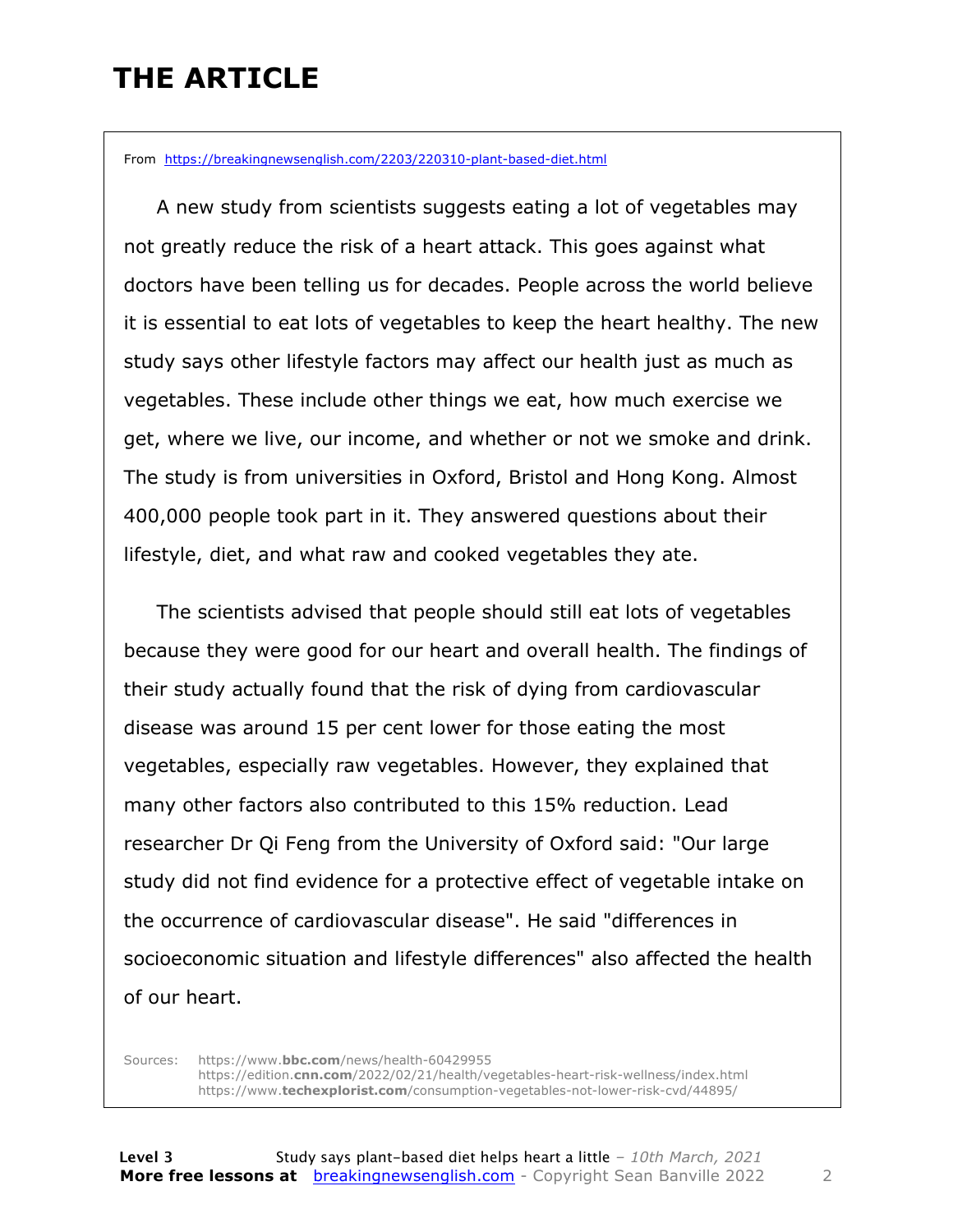# THE ARTICLE

From https://breakingnewsenglish.com/2203/220310-plant-based-diet.html

A new study from scientists suggests eating a lot of vegetables may not greatly reduce the risk of a heart attack. This goes against what doctors have been telling us for decades. People across the world believe it is essential to eat lots of vegetables to keep the heart healthy. The new study says other lifestyle factors may affect our health just as much as vegetables. These include other things we eat, how much exercise we get, where we live, our income, and whether or not we smoke and drink. The study is from universities in Oxford, Bristol and Hong Kong. Almost 400,000 people took part in it. They answered questions about their lifestyle, diet, and what raw and cooked vegetables they ate.

The scientists advised that people should still eat lots of vegetables because they were good for our heart and overall health. The findings of their study actually found that the risk of dying from cardiovascular disease was around 15 per cent lower for those eating the most vegetables, especially raw vegetables. However, they explained that many other factors also contributed to this 15% reduction. Lead researcher Dr Qi Feng from the University of Oxford said: "Our large study did not find evidence for a protective effect of vegetable intake on the occurrence of cardiovascular disease". He said "differences in socioeconomic situation and lifestyle differences" also affected the health of our heart.

Sources: https://www.bbc.com/news/health-60429955
https://edition.cnn.com/2022/02/21/health/vegetables-heart-risk-wellness/index.html
https://www.techexplorist.com/consumption-vegetables-not-lower-risk-cvd/44895/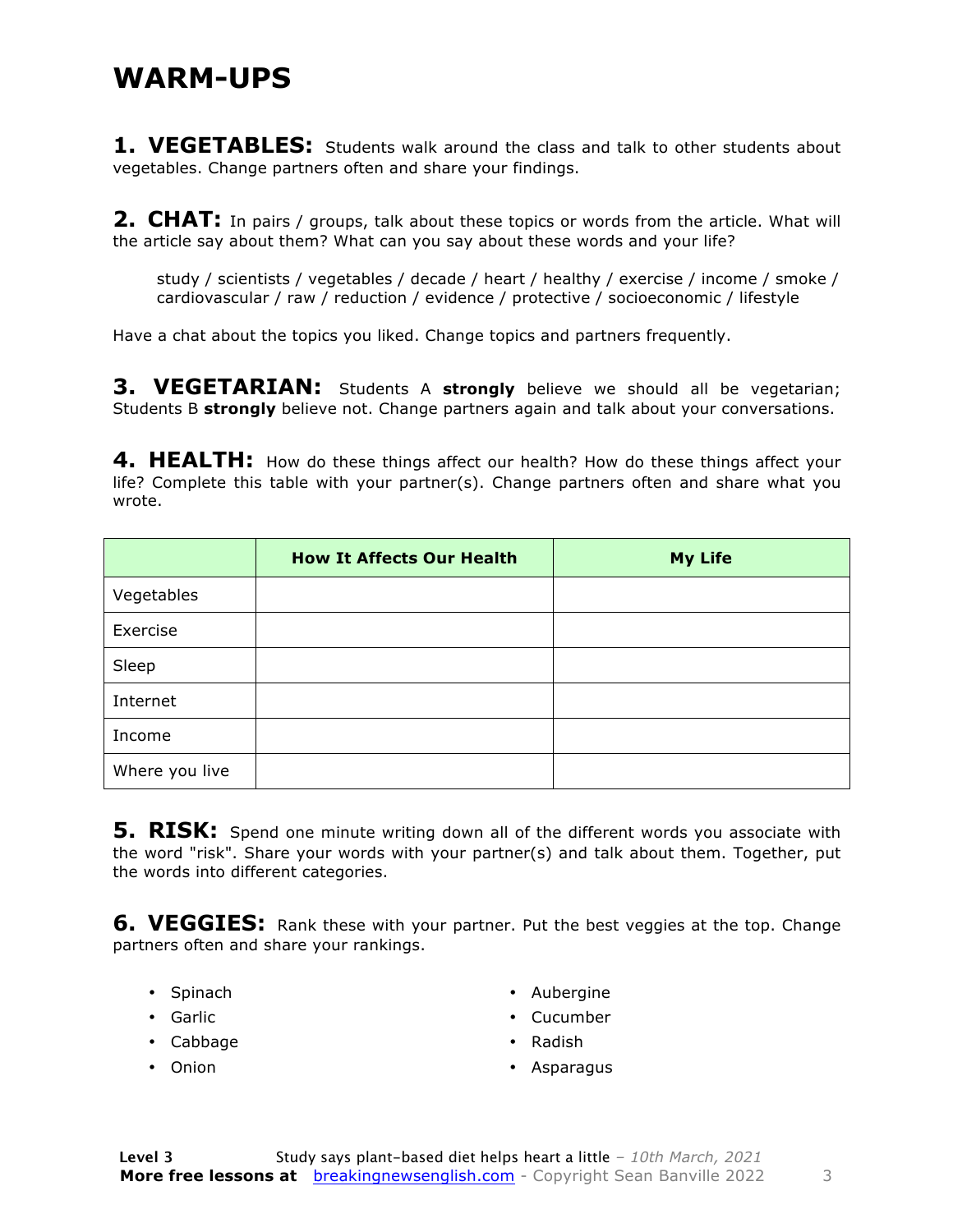# WARM-UPS

**1. VEGETABLES:** Students walk around the class and talk to other students about vegetables. Change partners often and share your findings.

**2. CHAT:** In pairs / groups, talk about these topics or words from the article. What will the article say about them? What can you say about these words and your life?

> study / scientists / vegetables / decade / heart / healthy / exercise / income / smoke / cardiovascular / raw / reduction / evidence / protective / socioeconomic / lifestyle

Have a chat about the topics you liked. Change topics and partners frequently.

**3. VEGETARIAN:** Students A **strongly** believe we should all be vegetarian; Students B **strongly** believe not. Change partners again and talk about your conversations.

**4. HEALTH:** How do these things affect our health? How do these things affect your life? Complete this table with your partner(s). Change partners often and share what you wrote.

| | How It Affects Our Health | My Life |
|---|---|---|
| Vegetables | | |
| Exercise | | |
| Sleep | | |
| Internet | | |
| Income | | |
| Where you live | | |

**5. RISK:** Spend one minute writing down all of the different words you associate with the word "risk". Share your words with your partner(s) and talk about them. Together, put the words into different categories.

**6. VEGGIES:** Rank these with your partner. Put the best veggies at the top. Change partners often and share your rankings.

- Spinach
- Garlic
- Cabbage
- Onion
- Aubergine
- Cucumber
- Radish
- Asparagus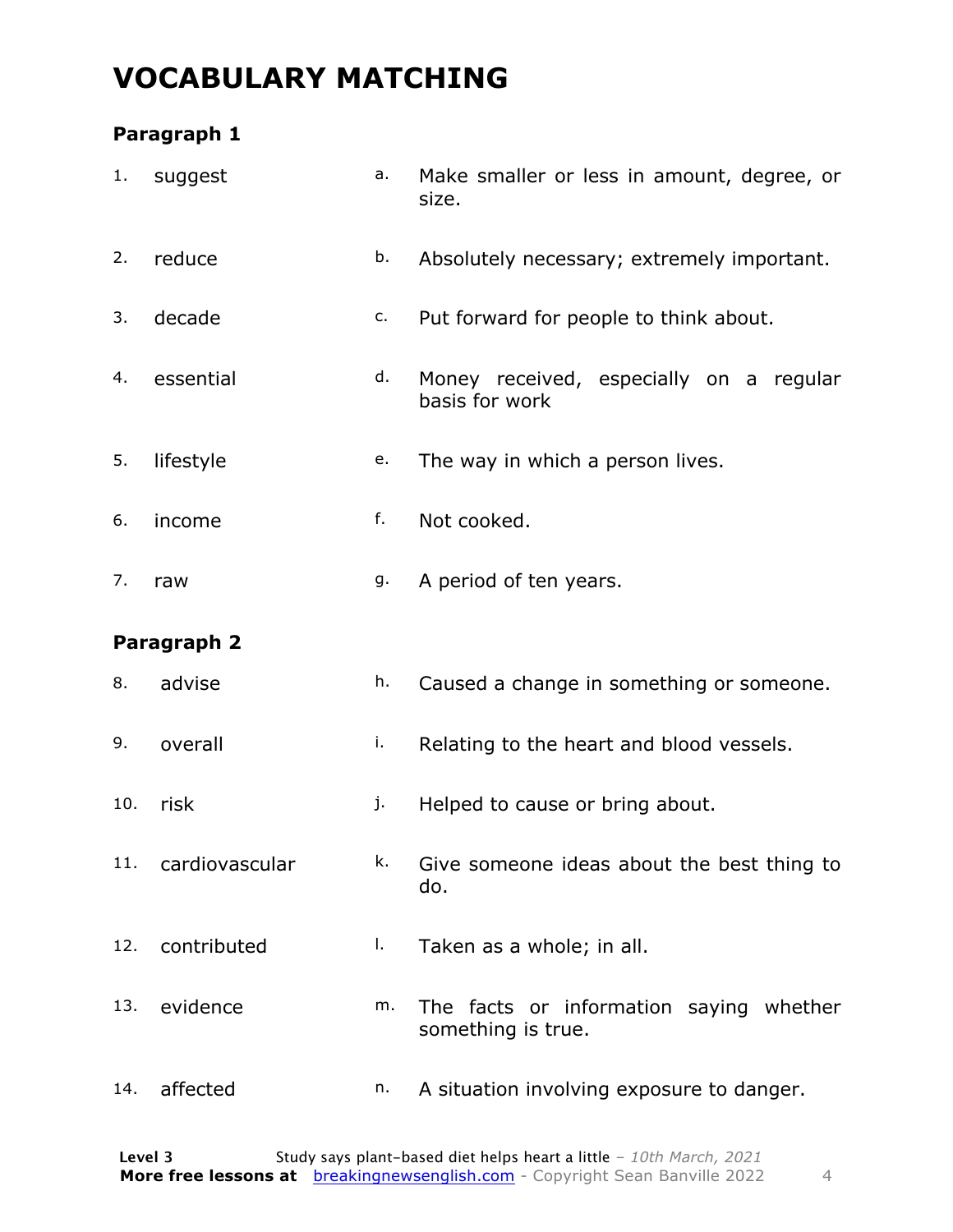# VOCABULARY MATCHING

## Paragraph 1

| | | | |
|---|---|---|---|
| 1. | suggest | a. | Make smaller or less in amount, degree, or size. |
| 2. | reduce | b. | Absolutely necessary; extremely important. |
| 3. | decade | c. | Put forward for people to think about. |
| 4. | essential | d. | Money received, especially on a regular basis for work |
| 5. | lifestyle | e. | The way in which a person lives. |
| 6. | income | f. | Not cooked. |
| 7. | raw | g. | A period of ten years. |

## Paragraph 2

| | | | |
|---|---|---|---|
| 8. | advise | h. | Caused a change in something or someone. |
| 9. | overall | i. | Relating to the heart and blood vessels. |
| 10. | risk | j. | Helped to cause or bring about. |
| 11. | cardiovascular | k. | Give someone ideas about the best thing to do. |
| 12. | contributed | l. | Taken as a whole; in all. |
| 13. | evidence | m. | The facts or information saying whether something is true. |
| 14. | affected | n. | A situation involving exposure to danger. |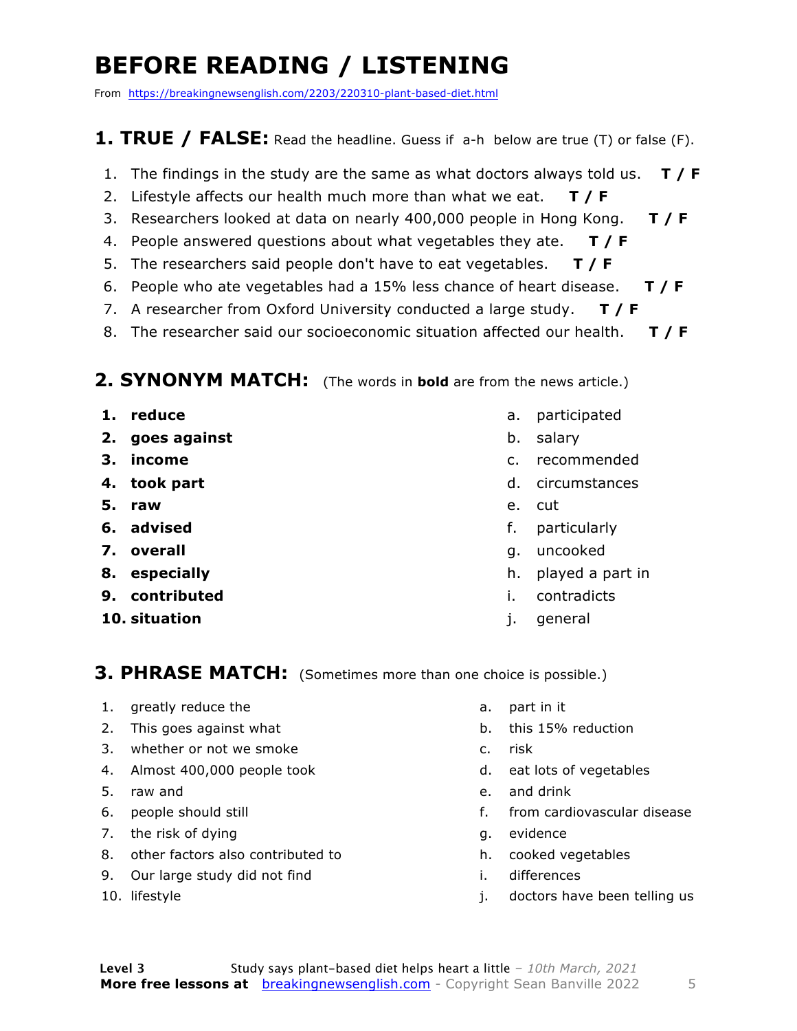# BEFORE READING / LISTENING

From https://breakingnewsenglish.com/2203/220310-plant-based-diet.html

## 1. TRUE / FALSE: Read the headline. Guess if a-h below are true (T) or false (F).

1. The findings in the study are the same as what doctors always told us. **T / F**
2. Lifestyle affects our health much more than what we eat. **T / F**
3. Researchers looked at data on nearly 400,000 people in Hong Kong. **T / F**
4. People answered questions about what vegetables they ate. **T / F**
5. The researchers said people don't have to eat vegetables. **T / F**
6. People who ate vegetables had a 15% less chance of heart disease. **T / F**
7. A researcher from Oxford University conducted a large study. **T / F**
8. The researcher said our socioeconomic situation affected our health. **T / F**

## 2. SYNONYM MATCH: (The words in **bold** are from the news article.)

1. **reduce**
2. **goes against**
3. **income**
4. **took part**
5. **raw**
6. **advised**
7. **overall**
8. **especially**
9. **contributed**
10. **situation**

a. participated
b. salary
c. recommended
d. circumstances
e. cut
f. particularly
g. uncooked
h. played a part in
i. contradicts
j. general

## 3. PHRASE MATCH: (Sometimes more than one choice is possible.)

1. greatly reduce the
2. This goes against what
3. whether or not we smoke
4. Almost 400,000 people took
5. raw and
6. people should still
7. the risk of dying
8. other factors also contributed to
9. Our large study did not find
10. lifestyle

a. part in it
b. this 15% reduction
c. risk
d. eat lots of vegetables
e. and drink
f. from cardiovascular disease
g. evidence
h. cooked vegetables
i. differences
j. doctors have been telling us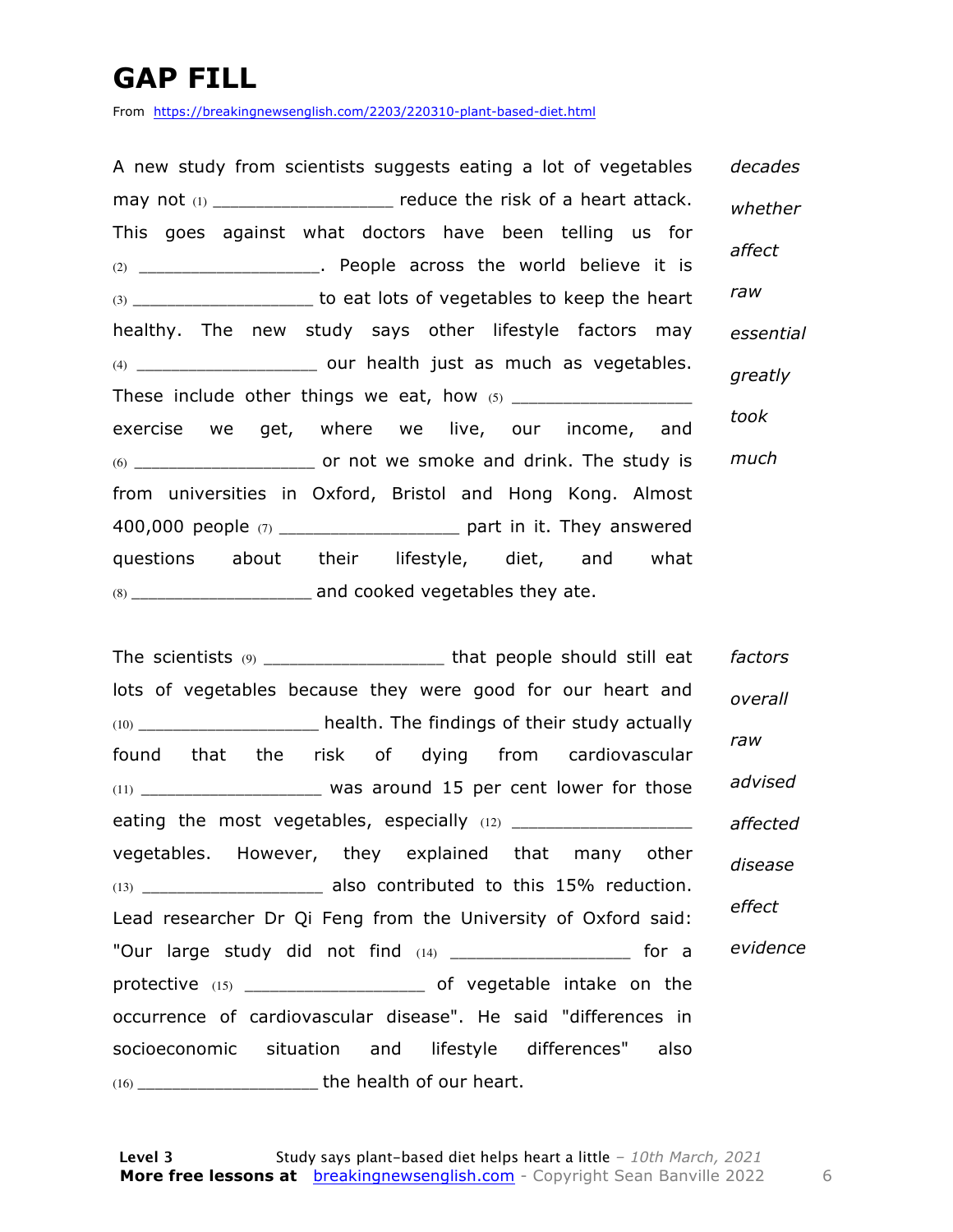# GAP FILL

From https://breakingnewsenglish.com/2203/220310-plant-based-diet.html

A new study from scientists suggests eating a lot of vegetables may not (1) _________________ reduce the risk of a heart attack. This goes against what doctors have been telling us for (2) _________________. People across the world believe it is (3) _________________ to eat lots of vegetables to keep the heart healthy. The new study says other lifestyle factors may (4) _________________ our health just as much as vegetables. These include other things we eat, how (5) _________________ exercise we get, where we live, our income, and (6) _________________ or not we smoke and drink. The study is from universities in Oxford, Bristol and Hong Kong. Almost 400,000 people (7) _________________ part in it. They answered questions about their lifestyle, diet, and what (8) _________________ and cooked vegetables they ate.

*decades*
*whether*
*affect*
*raw*
*essential*
*greatly*
*took*
*much*

The scientists (9) _________________ that people should still eat lots of vegetables because they were good for our heart and (10) _________________ health. The findings of their study actually found that the risk of dying from cardiovascular (11) _________________ was around 15 per cent lower for those eating the most vegetables, especially (12) _________________ vegetables. However, they explained that many other (13) _________________ also contributed to this 15% reduction. Lead researcher Dr Qi Feng from the University of Oxford said: "Our large study did not find (14) _________________ for a protective (15) _________________ of vegetable intake on the occurrence of cardiovascular disease". He said "differences in socioeconomic situation and lifestyle differences" also (16) _________________ the health of our heart.

*factors*
*overall*
*raw*
*advised*
*affected*
*disease*
*effect*
*evidence*

**Level 3** Study says plant-based diet helps heart a little – *10th March, 2021*
**More free lessons at** breakingnewsenglish.com - Copyright Sean Banville 2022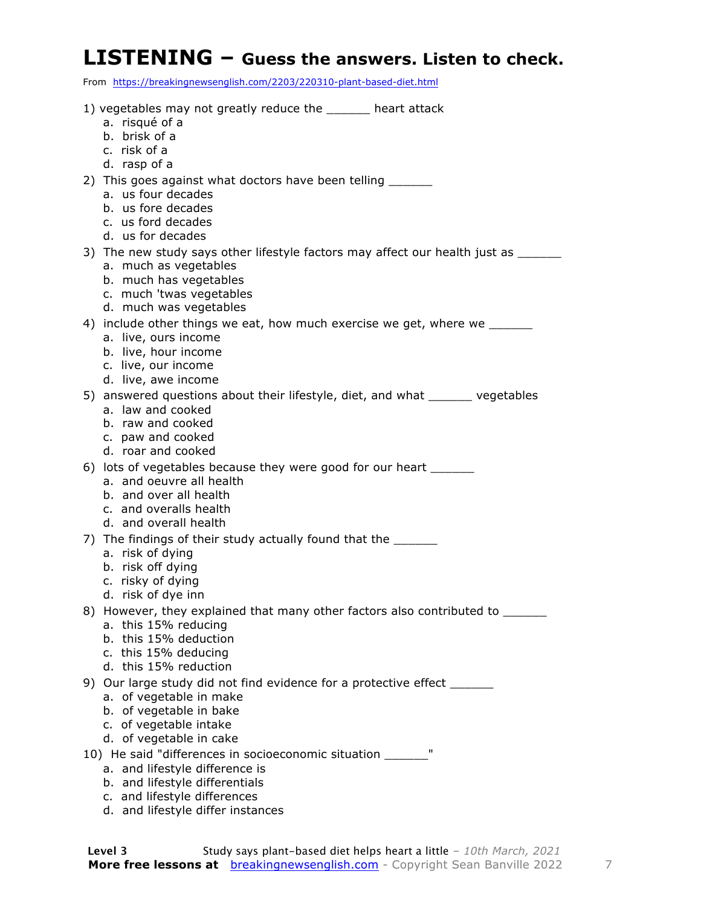# LISTENING – Guess the answers. Listen to check.

From https://breakingnewsenglish.com/2203/220310-plant-based-diet.html

1) vegetables may not greatly reduce the ______ heart attack
   a. risqué of a
   b. brisk of a
   c. risk of a
   d. rasp of a

2) This goes against what doctors have been telling ______
   a. us four decades
   b. us fore decades
   c. us ford decades
   d. us for decades

3) The new study says other lifestyle factors may affect our health just as ______
   a. much as vegetables
   b. much has vegetables
   c. much 'twas vegetables
   d. much was vegetables

4) include other things we eat, how much exercise we get, where we ______
   a. live, ours income
   b. live, hour income
   c. live, our income
   d. live, awe income

5) answered questions about their lifestyle, diet, and what ______ vegetables
   a. law and cooked
   b. raw and cooked
   c. paw and cooked
   d. roar and cooked

6) lots of vegetables because they were good for our heart ______
   a. and oeuvre all health
   b. and over all health
   c. and overalls health
   d. and overall health

7) The findings of their study actually found that the ______
   a. risk of dying
   b. risk off dying
   c. risky of dying
   d. risk of dye inn

8) However, they explained that many other factors also contributed to ______
   a. this 15% reducing
   b. this 15% deduction
   c. this 15% deducing
   d. this 15% reduction

9) Our large study did not find evidence for a protective effect ______
   a. of vegetable in make
   b. of vegetable in bake
   c. of vegetable intake
   d. of vegetable in cake

10) He said "differences in socioeconomic situation ______"
   a. and lifestyle difference is
   b. and lifestyle differentials
   c. and lifestyle differences
   d. and lifestyle differ instances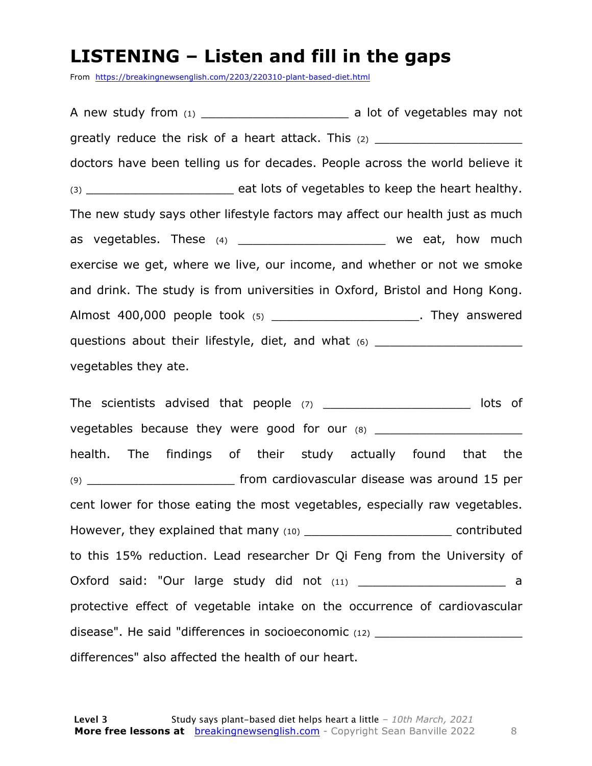# LISTENING – Listen and fill in the gaps

From https://breakingnewsenglish.com/2203/220310-plant-based-diet.html

A new study from (1) ____________________ a lot of vegetables may not greatly reduce the risk of a heart attack. This (2) ____________________ doctors have been telling us for decades. People across the world believe it (3) ____________________ eat lots of vegetables to keep the heart healthy. The new study says other lifestyle factors may affect our health just as much as vegetables. These (4) ____________________ we eat, how much exercise we get, where we live, our income, and whether or not we smoke and drink. The study is from universities in Oxford, Bristol and Hong Kong. Almost 400,000 people took (5) ____________________. They answered questions about their lifestyle, diet, and what (6) ____________________ vegetables they ate.

The scientists advised that people (7) ____________________ lots of vegetables because they were good for our (8) ____________________ health. The findings of their study actually found that the (9) ____________________ from cardiovascular disease was around 15 per cent lower for those eating the most vegetables, especially raw vegetables. However, they explained that many (10) ____________________ contributed to this 15% reduction. Lead researcher Dr Qi Feng from the University of Oxford said: "Our large study did not (11) ____________________ a protective effect of vegetable intake on the occurrence of cardiovascular disease". He said "differences in socioeconomic (12) ____________________ differences" also affected the health of our heart.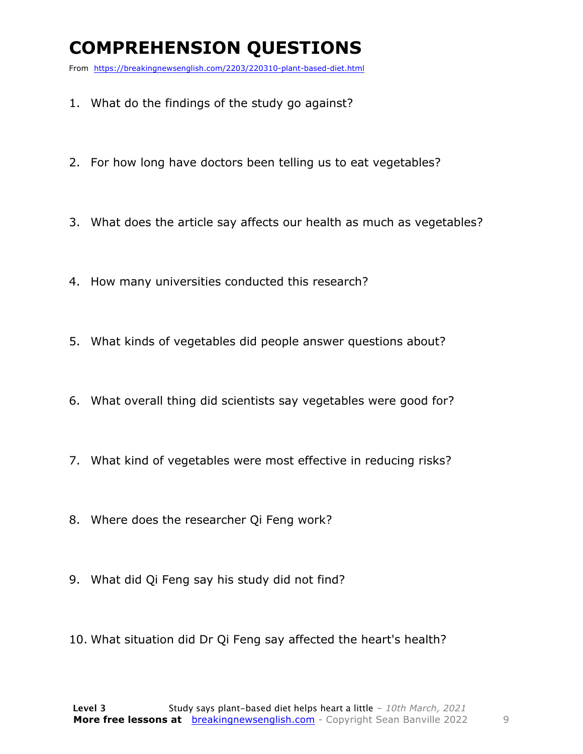# COMPREHENSION QUESTIONS

From https://breakingnewsenglish.com/2203/220310-plant-based-diet.html

1. What do the findings of the study go against?
2. For how long have doctors been telling us to eat vegetables?
3. What does the article say affects our health as much as vegetables?
4. How many universities conducted this research?
5. What kinds of vegetables did people answer questions about?
6. What overall thing did scientists say vegetables were good for?
7. What kind of vegetables were most effective in reducing risks?
8. Where does the researcher Qi Feng work?
9. What did Qi Feng say his study did not find?
10. What situation did Dr Qi Feng say affected the heart's health?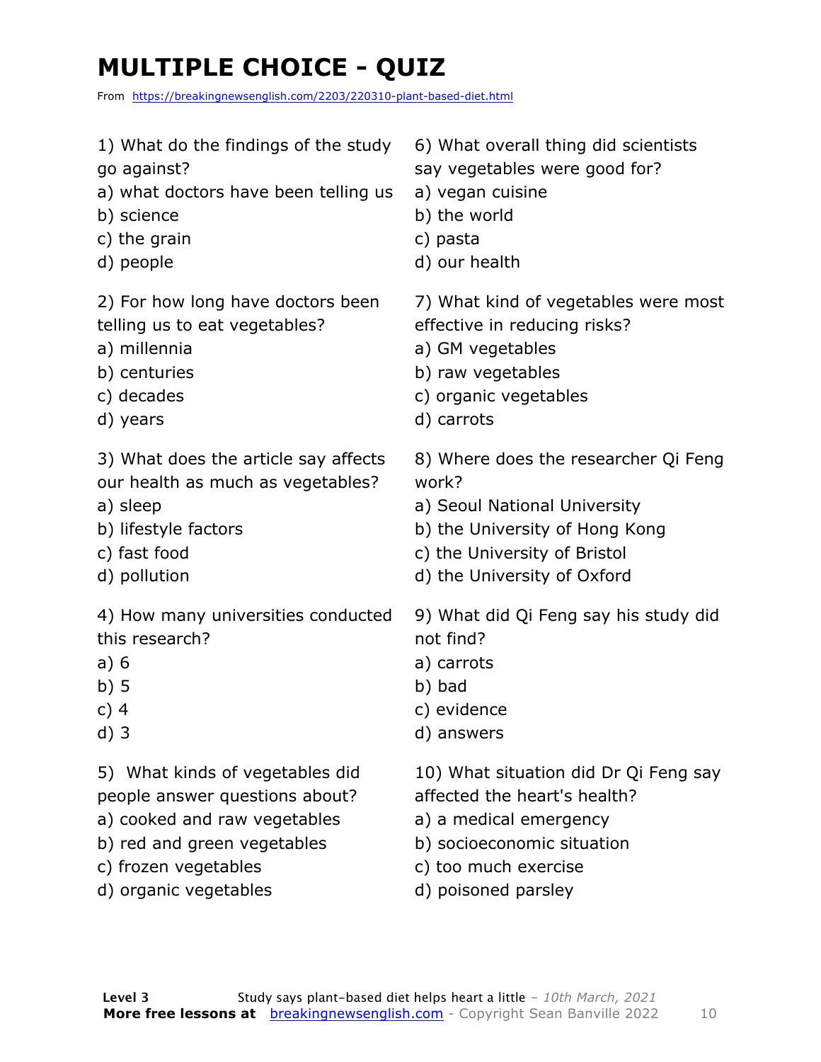# MULTIPLE CHOICE - QUIZ

From https://breakingnewsenglish.com/2203/220310-plant-based-diet.html

1) What do the findings of the study go against?
a) what doctors have been telling us
b) science
c) the grain
d) people

2) For how long have doctors been telling us to eat vegetables?
a) millennia
b) centuries
c) decades
d) years

3) What does the article say affects our health as much as vegetables?
a) sleep
b) lifestyle factors
c) fast food
d) pollution

4) How many universities conducted this research?
a) 6
b) 5
c) 4
d) 3

5) What kinds of vegetables did people answer questions about?
a) cooked and raw vegetables
b) red and green vegetables
c) frozen vegetables
d) organic vegetables

6) What overall thing did scientists say vegetables were good for?
a) vegan cuisine
b) the world
c) pasta
d) our health

7) What kind of vegetables were most effective in reducing risks?
a) GM vegetables
b) raw vegetables
c) organic vegetables
d) carrots

8) Where does the researcher Qi Feng work?
a) Seoul National University
b) the University of Hong Kong
c) the University of Bristol
d) the University of Oxford

9) What did Qi Feng say his study did not find?
a) carrots
b) bad
c) evidence
d) answers

10) What situation did Dr Qi Feng say affected the heart's health?
a) a medical emergency
b) socioeconomic situation
c) too much exercise
d) poisoned parsley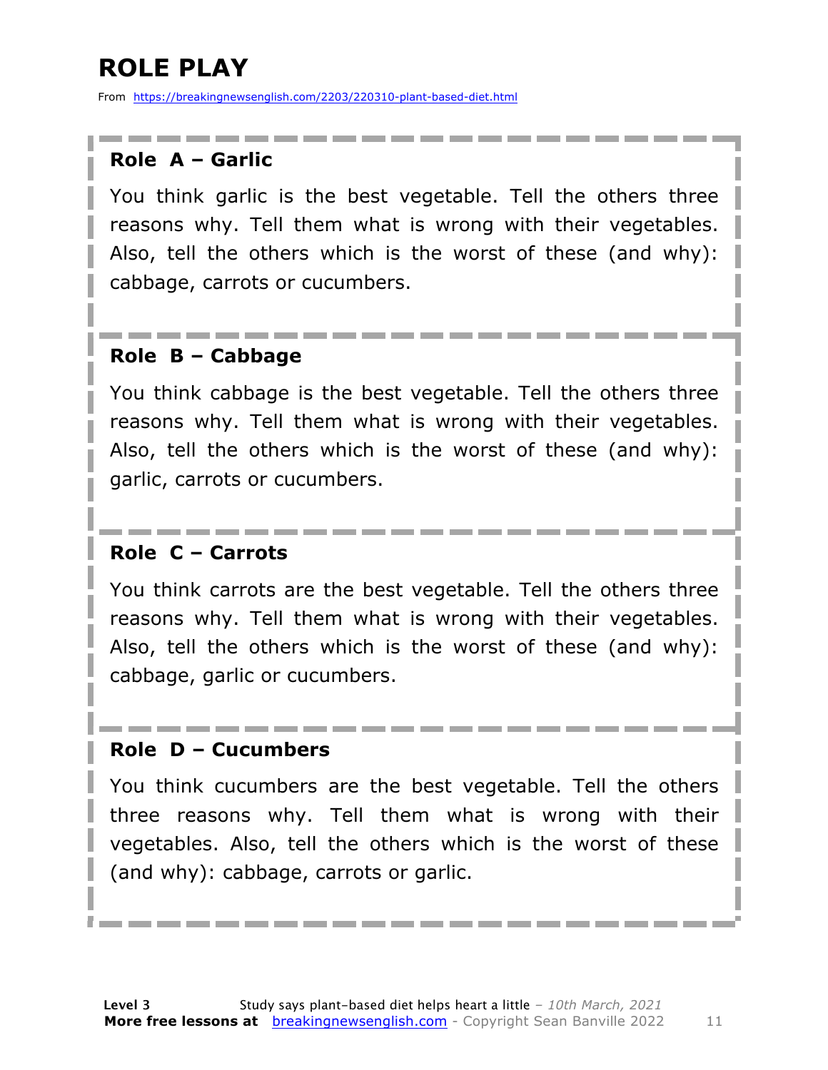# ROLE PLAY

From https://breakingnewsenglish.com/2203/220310-plant-based-diet.html

### Role A – Garlic

You think garlic is the best vegetable. Tell the others three reasons why. Tell them what is wrong with their vegetables. Also, tell the others which is the worst of these (and why): cabbage, carrots or cucumbers.

### Role B – Cabbage

You think cabbage is the best vegetable. Tell the others three reasons why. Tell them what is wrong with their vegetables. Also, tell the others which is the worst of these (and why): garlic, carrots or cucumbers.

### Role C – Carrots

You think carrots are the best vegetable. Tell the others three reasons why. Tell them what is wrong with their vegetables. Also, tell the others which is the worst of these (and why): cabbage, garlic or cucumbers.

### Role D – Cucumbers

You think cucumbers are the best vegetable. Tell the others three reasons why. Tell them what is wrong with their vegetables. Also, tell the others which is the worst of these (and why): cabbage, carrots or garlic.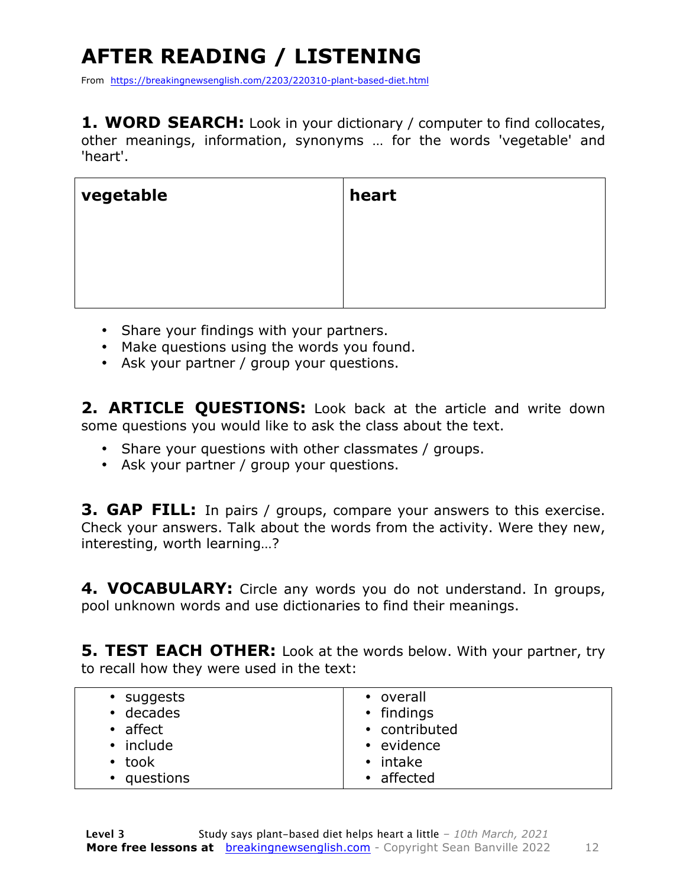# AFTER READING / LISTENING

From https://breakingnewsenglish.com/2203/220310-plant-based-diet.html

**1. WORD SEARCH:** Look in your dictionary / computer to find collocates, other meanings, information, synonyms … for the words 'vegetable' and 'heart'.

| **vegetable** | **heart** |
|---|---|
| | |

- Share your findings with your partners.
- Make questions using the words you found.
- Ask your partner / group your questions.

**2. ARTICLE QUESTIONS:** Look back at the article and write down some questions you would like to ask the class about the text.

- Share your questions with other classmates / groups.
- Ask your partner / group your questions.

**3. GAP FILL:** In pairs / groups, compare your answers to this exercise. Check your answers. Talk about the words from the activity. Were they new, interesting, worth learning…?

**4. VOCABULARY:** Circle any words you do not understand. In groups, pool unknown words and use dictionaries to find their meanings.

**5. TEST EACH OTHER:** Look at the words below. With your partner, try to recall how they were used in the text:

| | |
|---|---|
| • suggests | • overall |
| • decades | • findings |
| • affect | • contributed |
| • include | • evidence |
| • took | • intake |
| • questions | • affected |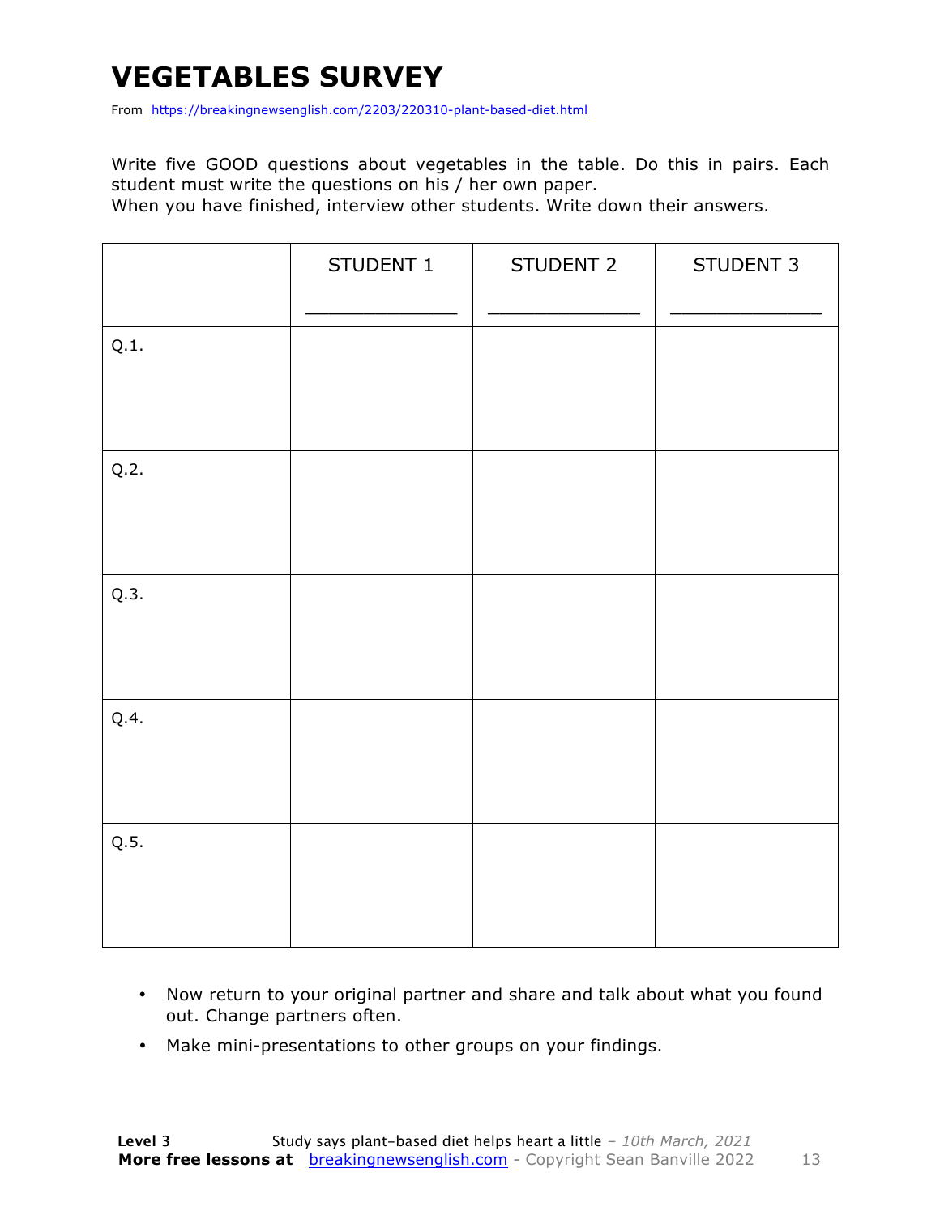# VEGETABLES SURVEY

From https://breakingnewsenglish.com/2203/220310-plant-based-diet.html

Write five GOOD questions about vegetables in the table. Do this in pairs. Each student must write the questions on his / her own paper.
When you have finished, interview other students. Write down their answers.

| | STUDENT 1<br>_____________ | STUDENT 2<br>_____________ | STUDENT 3<br>_____________ |
|---|---|---|---|
| Q.1. | | | |
| Q.2. | | | |
| Q.3. | | | |
| Q.4. | | | |
| Q.5. | | | |

- Now return to your original partner and share and talk about what you found out. Change partners often.
- Make mini-presentations to other groups on your findings.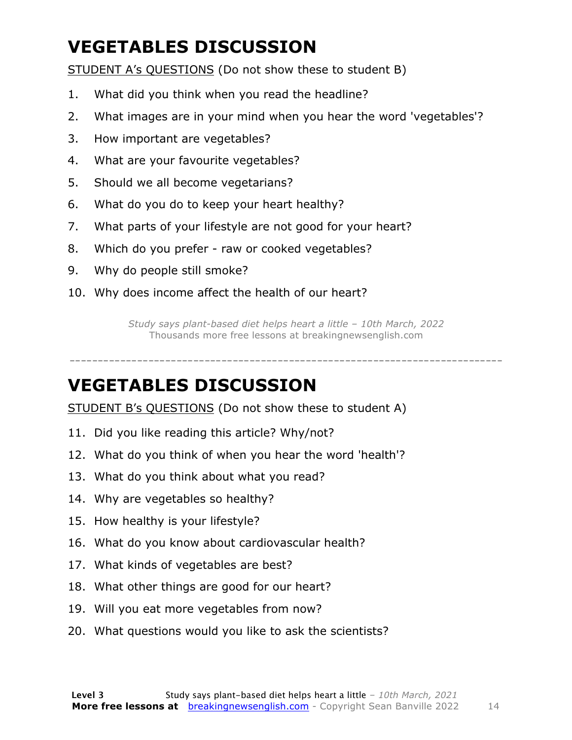# VEGETABLES DISCUSSION

STUDENT A's QUESTIONS (Do not show these to student B)

1. What did you think when you read the headline?
2. What images are in your mind when you hear the word 'vegetables'?
3. How important are vegetables?
4. What are your favourite vegetables?
5. Should we all become vegetarians?
6. What do you do to keep your heart healthy?
7. What parts of your lifestyle are not good for your heart?
8. Which do you prefer - raw or cooked vegetables?
9. Why do people still smoke?
10. Why does income affect the health of our heart?

*Study says plant-based diet helps heart a little – 10th March, 2022*
Thousands more free lessons at breakingnewsenglish.com

---

# VEGETABLES DISCUSSION

STUDENT B's QUESTIONS (Do not show these to student A)

11. Did you like reading this article? Why/not?
12. What do you think of when you hear the word 'health'?
13. What do you think about what you read?
14. Why are vegetables so healthy?
15. How healthy is your lifestyle?
16. What do you know about cardiovascular health?
17. What kinds of vegetables are best?
18. What other things are good for our heart?
19. Will you eat more vegetables from now?
20. What questions would you like to ask the scientists?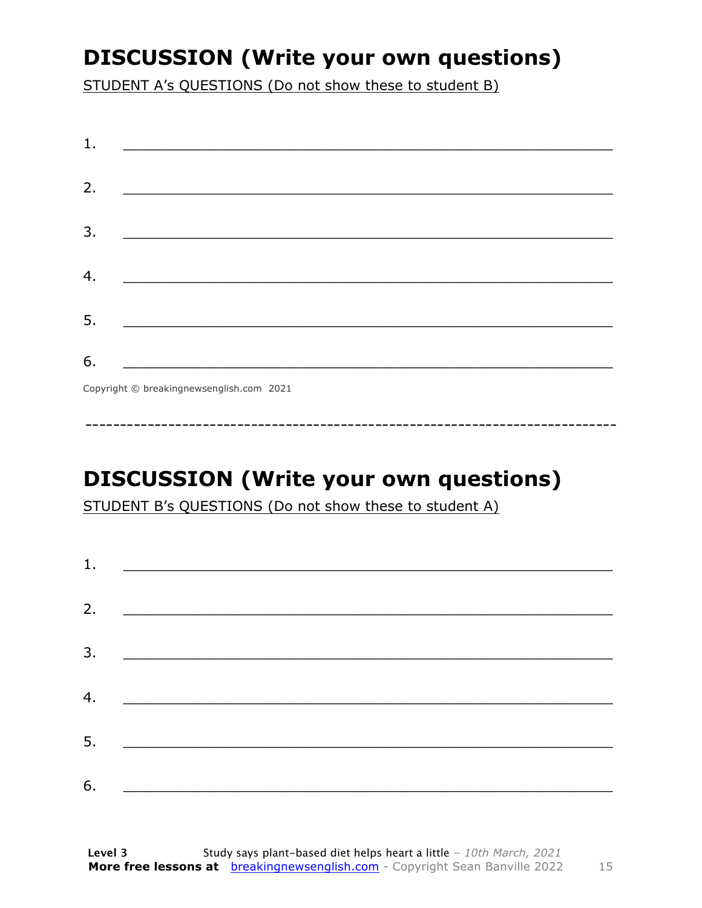## DISCUSSION (Write your own questions)

STUDENT A's QUESTIONS (Do not show these to student B)

1. ___________________________________________________________

2. ___________________________________________________________

3. ___________________________________________________________

4. ___________________________________________________________

5. ___________________________________________________________

6. ___________________________________________________________

Copyright © breakingnewsenglish.com 2021

---

## DISCUSSION (Write your own questions)

STUDENT B's QUESTIONS (Do not show these to student A)

1. ___________________________________________________________

2. ___________________________________________________________

3. ___________________________________________________________

4. ___________________________________________________________

5. ___________________________________________________________

6. ___________________________________________________________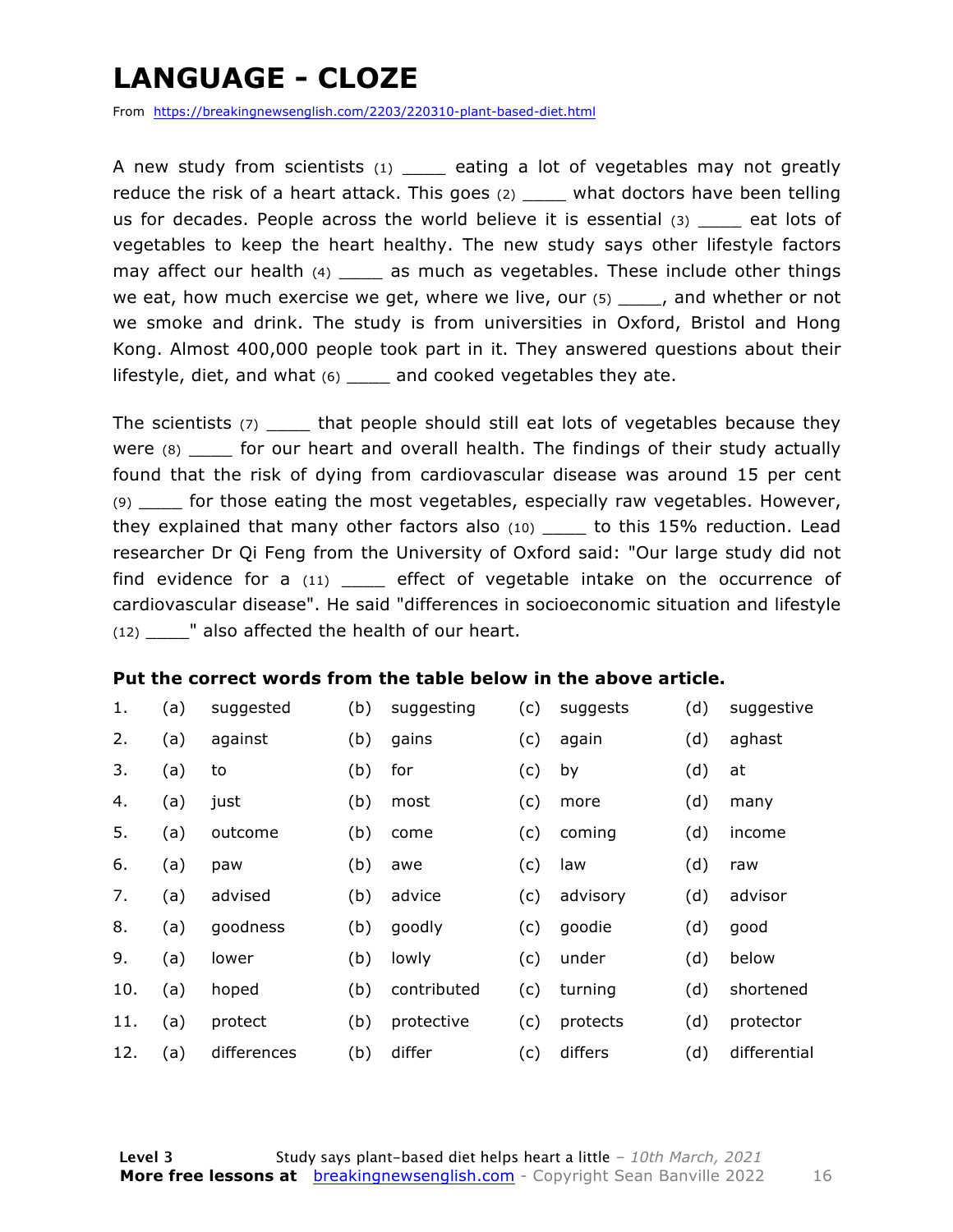# LANGUAGE - CLOZE

From https://breakingnewsenglish.com/2203/220310-plant-based-diet.html

A new study from scientists (1) ____ eating a lot of vegetables may not greatly reduce the risk of a heart attack. This goes (2) ____ what doctors have been telling us for decades. People across the world believe it is essential (3) ____ eat lots of vegetables to keep the heart healthy. The new study says other lifestyle factors may affect our health (4) ____ as much as vegetables. These include other things we eat, how much exercise we get, where we live, our (5) ____, and whether or not we smoke and drink. The study is from universities in Oxford, Bristol and Hong Kong. Almost 400,000 people took part in it. They answered questions about their lifestyle, diet, and what (6) ____ and cooked vegetables they ate.

The scientists (7) ____ that people should still eat lots of vegetables because they were (8) ____ for our heart and overall health. The findings of their study actually found that the risk of dying from cardiovascular disease was around 15 per cent (9) ____ for those eating the most vegetables, especially raw vegetables. However, they explained that many other factors also (10) ____ to this 15% reduction. Lead researcher Dr Qi Feng from the University of Oxford said: "Our large study did not find evidence for a (11) ____ effect of vegetable intake on the occurrence of cardiovascular disease". He said "differences in socioeconomic situation and lifestyle (12) ____" also affected the health of our heart.

**Put the correct words from the table below in the above article.**

| | | | | | | | | |
|---|---|---|---|---|---|---|---|---|
| 1. | (a) | suggested | (b) | suggesting | (c) | suggests | (d) | suggestive |
| 2. | (a) | against | (b) | gains | (c) | again | (d) | aghast |
| 3. | (a) | to | (b) | for | (c) | by | (d) | at |
| 4. | (a) | just | (b) | most | (c) | more | (d) | many |
| 5. | (a) | outcome | (b) | come | (c) | coming | (d) | income |
| 6. | (a) | paw | (b) | awe | (c) | law | (d) | raw |
| 7. | (a) | advised | (b) | advice | (c) | advisory | (d) | advisor |
| 8. | (a) | goodness | (b) | goodly | (c) | goodie | (d) | good |
| 9. | (a) | lower | (b) | lowly | (c) | under | (d) | below |
| 10. | (a) | hoped | (b) | contributed | (c) | turning | (d) | shortened |
| 11. | (a) | protect | (b) | protective | (c) | protects | (d) | protector |
| 12. | (a) | differences | (b) | differ | (c) | differs | (d) | differential |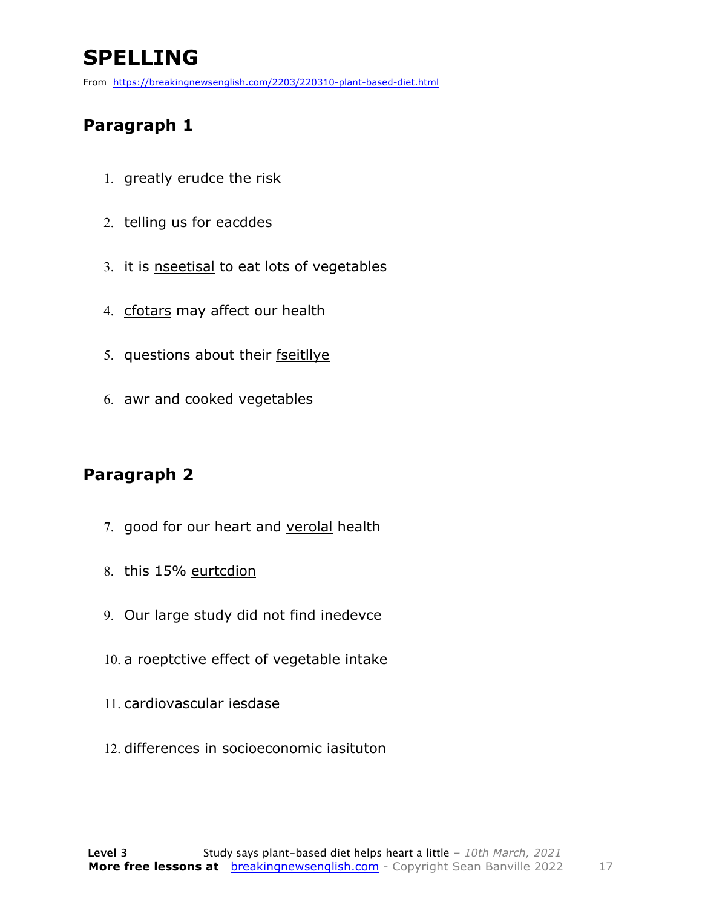# SPELLING

From https://breakingnewsenglish.com/2203/220310-plant-based-diet.html

## Paragraph 1

1. greatly erudce the risk
2. telling us for eacddes
3. it is nseetisal to eat lots of vegetables
4. cfotars may affect our health
5. questions about their fseitllye
6. awr and cooked vegetables

## Paragraph 2

7. good for our heart and verolal health
8. this 15% eurtcdion
9. Our large study did not find inedevce
10. a roeptctive effect of vegetable intake
11. cardiovascular iesdase
12. differences in socioeconomic iasituton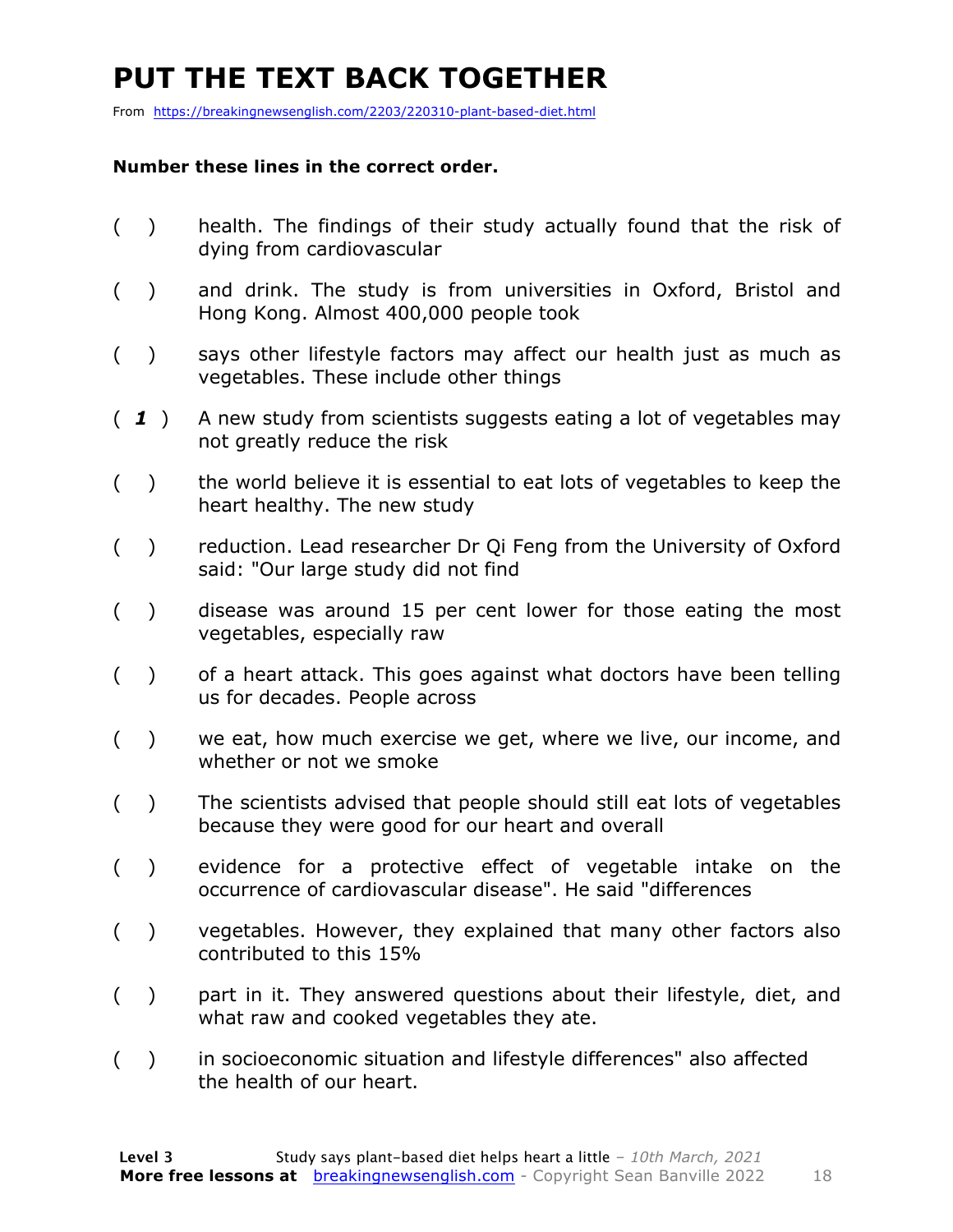# PUT THE TEXT BACK TOGETHER

From https://breakingnewsenglish.com/2203/220310-plant-based-diet.html

**Number these lines in the correct order.**

( ) health. The findings of their study actually found that the risk of dying from cardiovascular

( ) and drink. The study is from universities in Oxford, Bristol and Hong Kong. Almost 400,000 people took

( ) says other lifestyle factors may affect our health just as much as vegetables. These include other things

( ***1*** ) A new study from scientists suggests eating a lot of vegetables may not greatly reduce the risk

( ) the world believe it is essential to eat lots of vegetables to keep the heart healthy. The new study

( ) reduction. Lead researcher Dr Qi Feng from the University of Oxford said: "Our large study did not find

( ) disease was around 15 per cent lower for those eating the most vegetables, especially raw

( ) of a heart attack. This goes against what doctors have been telling us for decades. People across

( ) we eat, how much exercise we get, where we live, our income, and whether or not we smoke

( ) The scientists advised that people should still eat lots of vegetables because they were good for our heart and overall

( ) evidence for a protective effect of vegetable intake on the occurrence of cardiovascular disease". He said "differences

( ) vegetables. However, they explained that many other factors also contributed to this 15%

( ) part in it. They answered questions about their lifestyle, diet, and what raw and cooked vegetables they ate.

( ) in socioeconomic situation and lifestyle differences" also affected the health of our heart.

**Level 3** Study says plant-based diet helps heart a little – *10th March, 2021*

**More free lessons at** breakingnewsenglish.com - Copyright Sean Banville 2022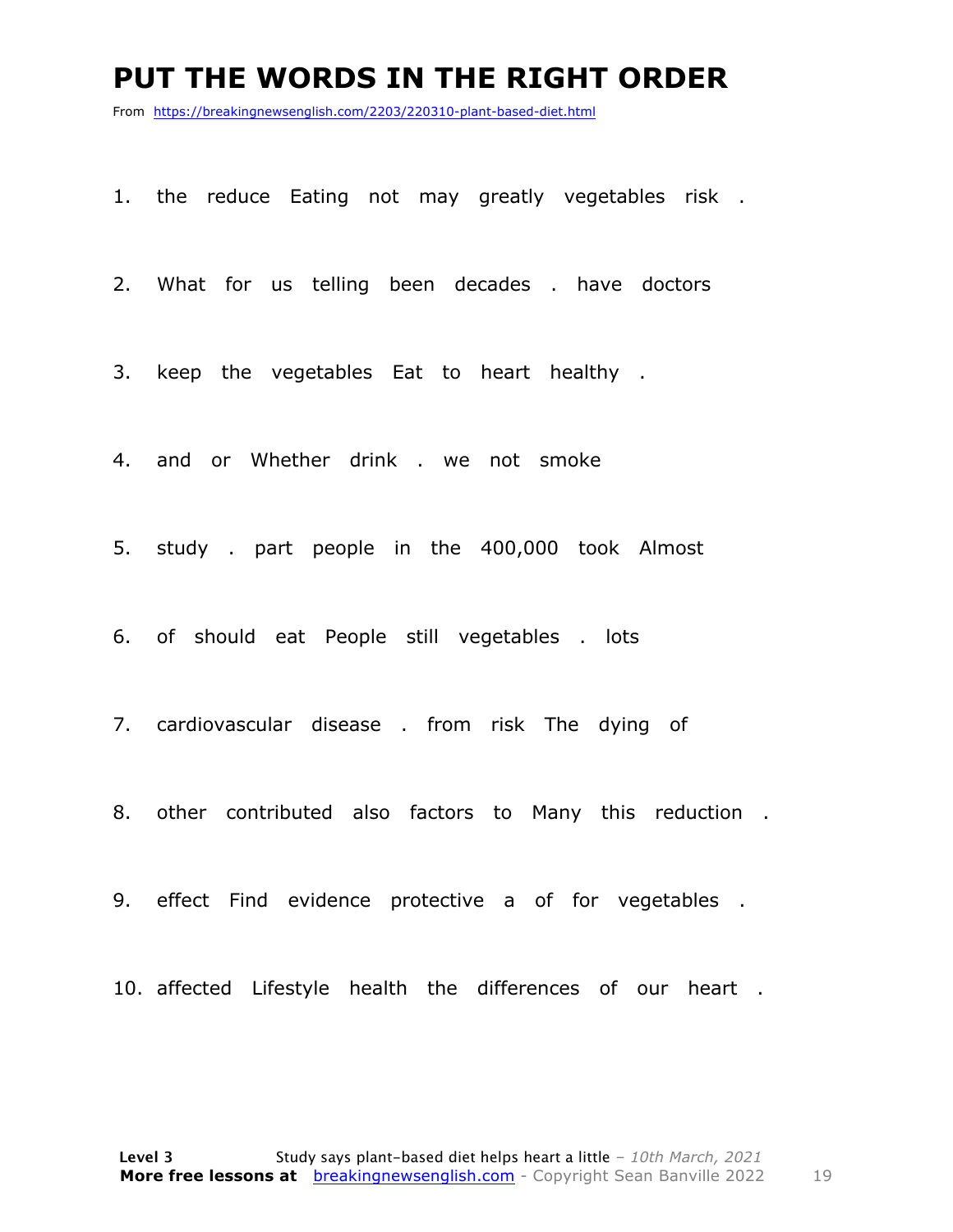# PUT THE WORDS IN THE RIGHT ORDER

From https://breakingnewsenglish.com/2203/220310-plant-based-diet.html

1. the reduce Eating not may greatly vegetables risk .

2. What for us telling been decades . have doctors

3. keep the vegetables Eat to heart healthy .

4. and or Whether drink . we not smoke

5. study . part people in the 400,000 took Almost

6. of should eat People still vegetables . lots

7. cardiovascular disease . from risk The dying of

8. other contributed also factors to Many this reduction .

9. effect Find evidence protective a of for vegetables .

10. affected Lifestyle health the differences of our heart .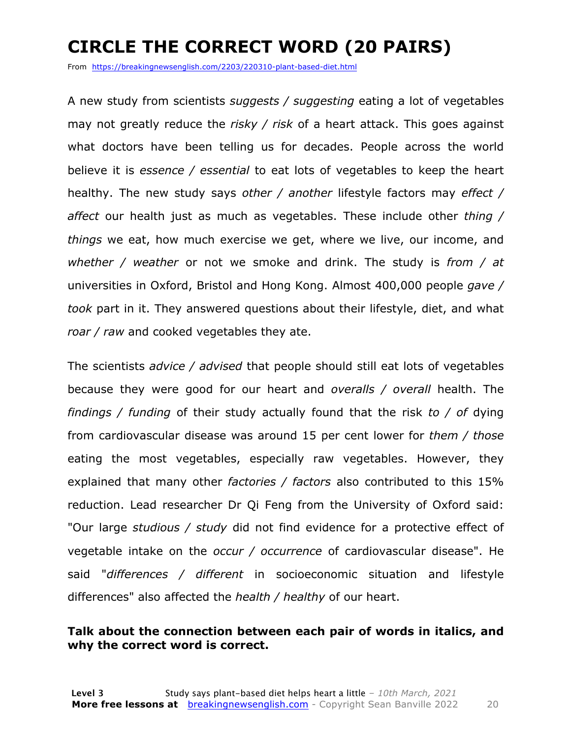# CIRCLE THE CORRECT WORD (20 PAIRS)

From https://breakingnewsenglish.com/2203/220310-plant-based-diet.html

A new study from scientists *suggests / suggesting* eating a lot of vegetables may not greatly reduce the *risky / risk* of a heart attack. This goes against what doctors have been telling us for decades. People across the world believe it is *essence / essential* to eat lots of vegetables to keep the heart healthy. The new study says *other / another* lifestyle factors may *effect / affect* our health just as much as vegetables. These include other *thing / things* we eat, how much exercise we get, where we live, our income, and *whether / weather* or not we smoke and drink. The study is *from / at* universities in Oxford, Bristol and Hong Kong. Almost 400,000 people *gave / took* part in it. They answered questions about their lifestyle, diet, and what *roar / raw* and cooked vegetables they ate.

The scientists *advice / advised* that people should still eat lots of vegetables because they were good for our heart and *overalls / overall* health. The *findings / funding* of their study actually found that the risk *to / of* dying from cardiovascular disease was around 15 per cent lower for *them / those* eating the most vegetables, especially raw vegetables. However, they explained that many other *factories / factors* also contributed to this 15% reduction. Lead researcher Dr Qi Feng from the University of Oxford said: "Our large *studious / study* did not find evidence for a protective effect of vegetable intake on the *occur / occurrence* of cardiovascular disease". He said "*differences / different* in socioeconomic situation and lifestyle differences" also affected the *health / healthy* of our heart.

**Talk about the connection between each pair of words in italics, and why the correct word is correct.**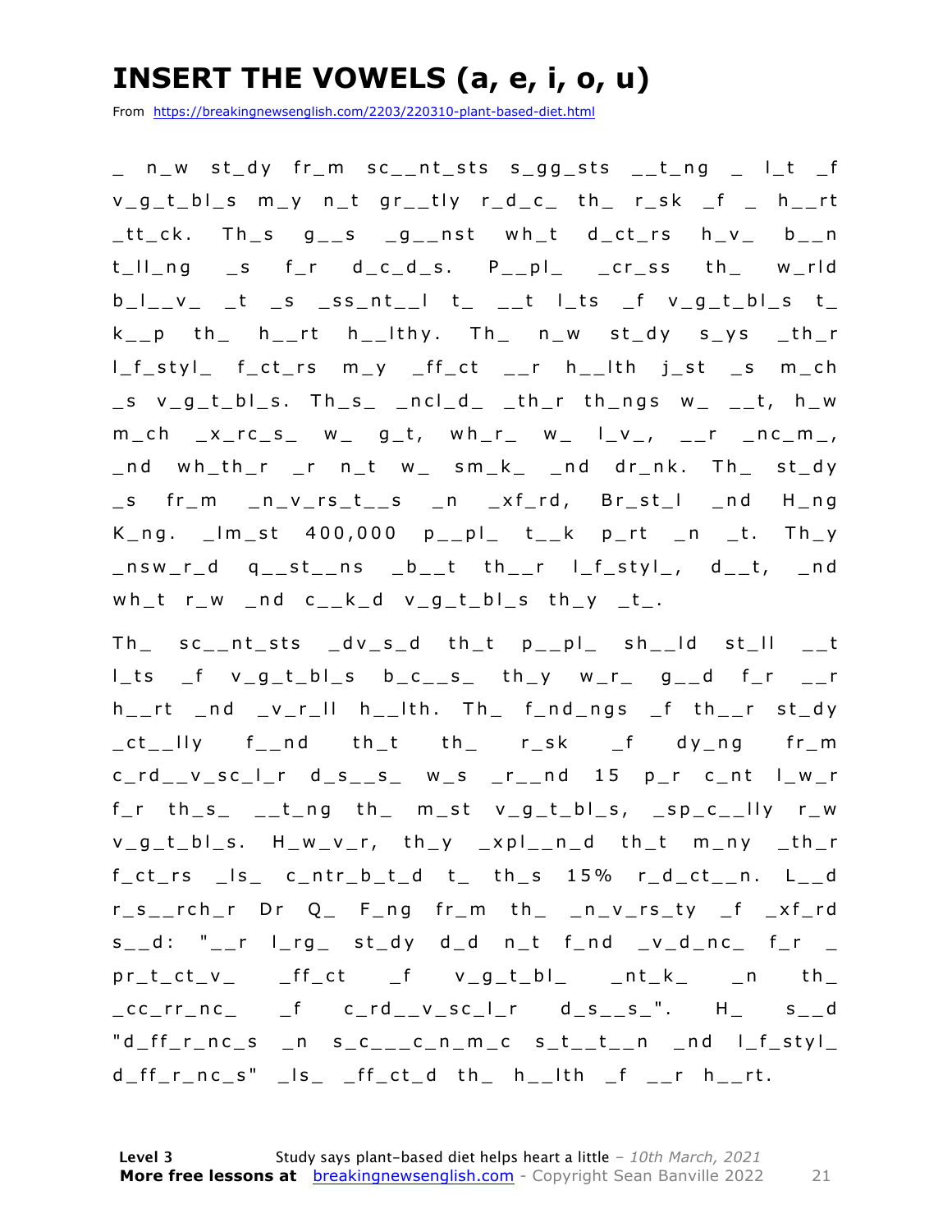# INSERT THE VOWELS (a, e, i, o, u)

From https://breakingnewsenglish.com/2203/220310-plant-based-diet.html

_ n_w st_dy fr_m sc__nt_sts s_gg_sts __t_ng _ l_t _f v_g_t_bl_s m_y n_t gr__tly r_d_c_ th_ r_sk _f _ h__rt _tt_ck. Th_s g__s _g__nst wh_t d_ct_rs h_v_ b__n t_ll_ng _s f_r d_c_d_s. P__pl_ _cr_ss th_ w_rld b_l__v_ _t _s _ss_nt__l t_ __t l_ts _f v_g_t_bl_s t_ k__p th_ h__rt h__lthy. Th_ n_w st_dy s_ys _th_r l_f_styl_ f_ct_rs m_y _ff_ct __r h__lth j_st _s m_ch _s v_g_t_bl_s. Th_s_ _ncl_d_ _th_r th_ngs w_ __t, h_w m_ch _x_rc_s_ w_ g_t, wh_r_ w_ l_v_, __r _nc_m_, _nd wh_th_r _r n_t w_ sm_k_ _nd dr_nk. Th_ st_dy _s fr_m _n_v_rs_t__s _n _xf_rd, Br_st_l _nd H_ng K_ng. _lm_st 400,000 p__pl_ t__k p_rt _n _t. Th_y _nsw_r_d q__st__ns _b__t th__r l_f_styl_, d__t, _nd wh_t r_w _nd c__k_d v_g_t_bl_s th_y _t_.

Th_ sc__nt_sts _dv_s_d th_t p__pl_ sh__ld st_ll __t l_ts _f v_g_t_bl_s b_c__s_ th_y w_r_ g__d f_r __r h__rt _nd _v_r_ll h__lth. Th_ f_nd_ngs _f th__r st_dy _ct__lly f__nd th_t th_ r_sk _f dy_ng fr_m c_rd__v_sc_l_r d_s__s_ w_s _r__nd 15 p_r c_nt l_w_r f_r th_s_ __t_ng th_ m_st v_g_t_bl_s, _sp_c__lly r_w v_g_t_bl_s. H_w_v_r, th_y _xpl__n_d th_t m_ny _th_r f_ct_rs _ls_ c_ntr_b_t_d t_ th_s 15% r_d_ct__n. L__d r_s__rch_r Dr Q_ F_ng fr_m th_ _n_v_rs_ty _f _xf_rd s__d: "__r l_rg_ st_dy d_d n_t f_nd _v_d_nc_ f_r _ pr_t_ct_v_ _ff_ct _f v_g_t_bl_ _nt_k_ _n th_ _cc_rr_nc_ _f c_rd__v_sc_l_r d_s__s_". H_ s__d "d_ff_r_nc_s _n s_c___c_n_m_c s_t__t__n _nd l_f_styl_ d_ff_r_nc_s" _ls_ _ff_ct_d th_ h__lth _f __r h__rt.

**Level 3** Study says plant-based diet helps heart a little – *10th March, 2021*
**More free lessons at** breakingnewsenglish.com - Copyright Sean Banville 2022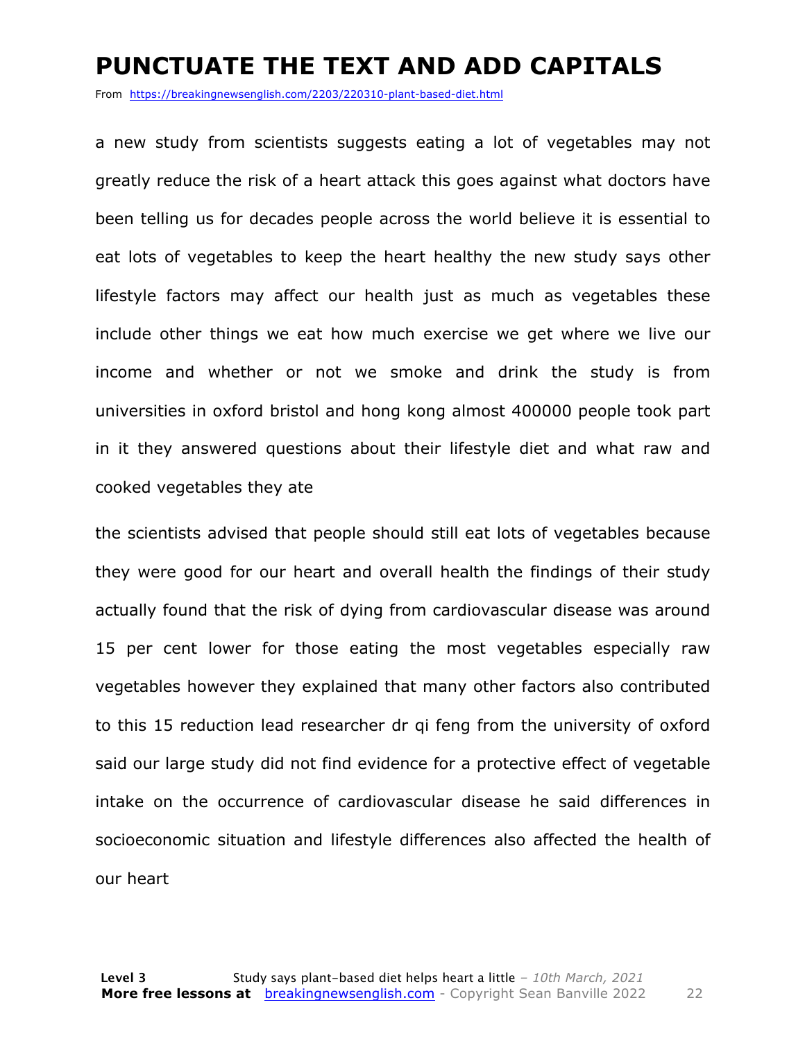# PUNCTUATE THE TEXT AND ADD CAPITALS

From https://breakingnewsenglish.com/2203/220310-plant-based-diet.html

a new study from scientists suggests eating a lot of vegetables may not greatly reduce the risk of a heart attack this goes against what doctors have been telling us for decades people across the world believe it is essential to eat lots of vegetables to keep the heart healthy the new study says other lifestyle factors may affect our health just as much as vegetables these include other things we eat how much exercise we get where we live our income and whether or not we smoke and drink the study is from universities in oxford bristol and hong kong almost 400000 people took part in it they answered questions about their lifestyle diet and what raw and cooked vegetables they ate

the scientists advised that people should still eat lots of vegetables because they were good for our heart and overall health the findings of their study actually found that the risk of dying from cardiovascular disease was around 15 per cent lower for those eating the most vegetables especially raw vegetables however they explained that many other factors also contributed to this 15 reduction lead researcher dr qi feng from the university of oxford said our large study did not find evidence for a protective effect of vegetable intake on the occurrence of cardiovascular disease he said differences in socioeconomic situation and lifestyle differences also affected the health of our heart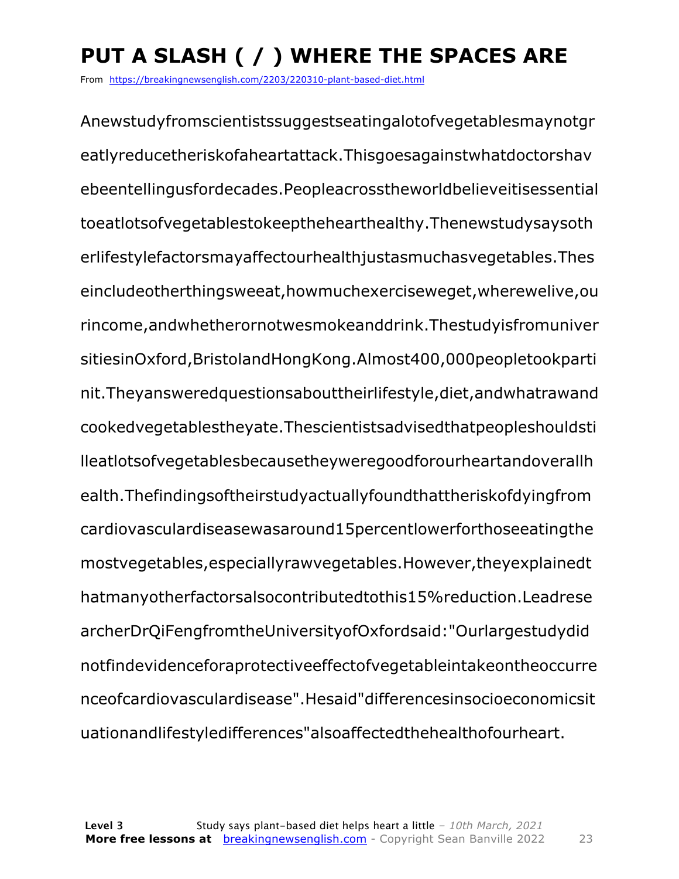# PUT A SLASH ( / ) WHERE THE SPACES ARE

From https://breakingnewsenglish.com/2203/220310-plant-based-diet.html

Anewstudyfromscientistssuggestseatingalotofvegetablesmaynotgr
eatlyreducetheriskofaheartattack.Thisgoesagainstwhatdoctorshav
ebeentellingusfordecades.Peopleacrosstheworldbelieveitisessential
toeatlotsofvegetablestokeeptheheartthealthy.Thenewstudysaysoth
erlifestylefactorsmayaffectourhealthjustasmuchasvegetables.Thes
eincludeotherthingsweeat,howmuchexerciseweget,wherewelive,ou
rincome,andwhetherornotwesmokeanddrink.Thestudyisfromuniver
sitiesinOxford,BristolandHongKong.Almost400,000peopletookparti
nit.Theyansweredquestionsabouttheirlifestyle,diet,andwhatrawand
cookedvegetablestheyate.Thescientistsadvisedthatpeopleshouldsti
lleatlotsofvegetablesbecausetheyweregoodforourheartandoverallh
ealth.Thefindingsoftheirstudyactuallyfoundthattheriskofdyingfrom
cardiovasculardiseasewasaround15percentlowerforthoseeatingthe
mostvegetables,especiallyrawvegetables.However,theyexplainedt
hatmanyotherfactorsalsocontributedtothis15%reduction.Leadrese
archerDrQiFengfromtheUniversityofOxfordsaid:"Ourlargestudydid
notfindevidenceforaprotectiveeffectofvegetableintakeontheoccurre
nceofcardiovasculardisease".Hesaid"differencesinsocioeconomicsit
uationandlifestyledifferences"alsoaffectedthehealthofourheart.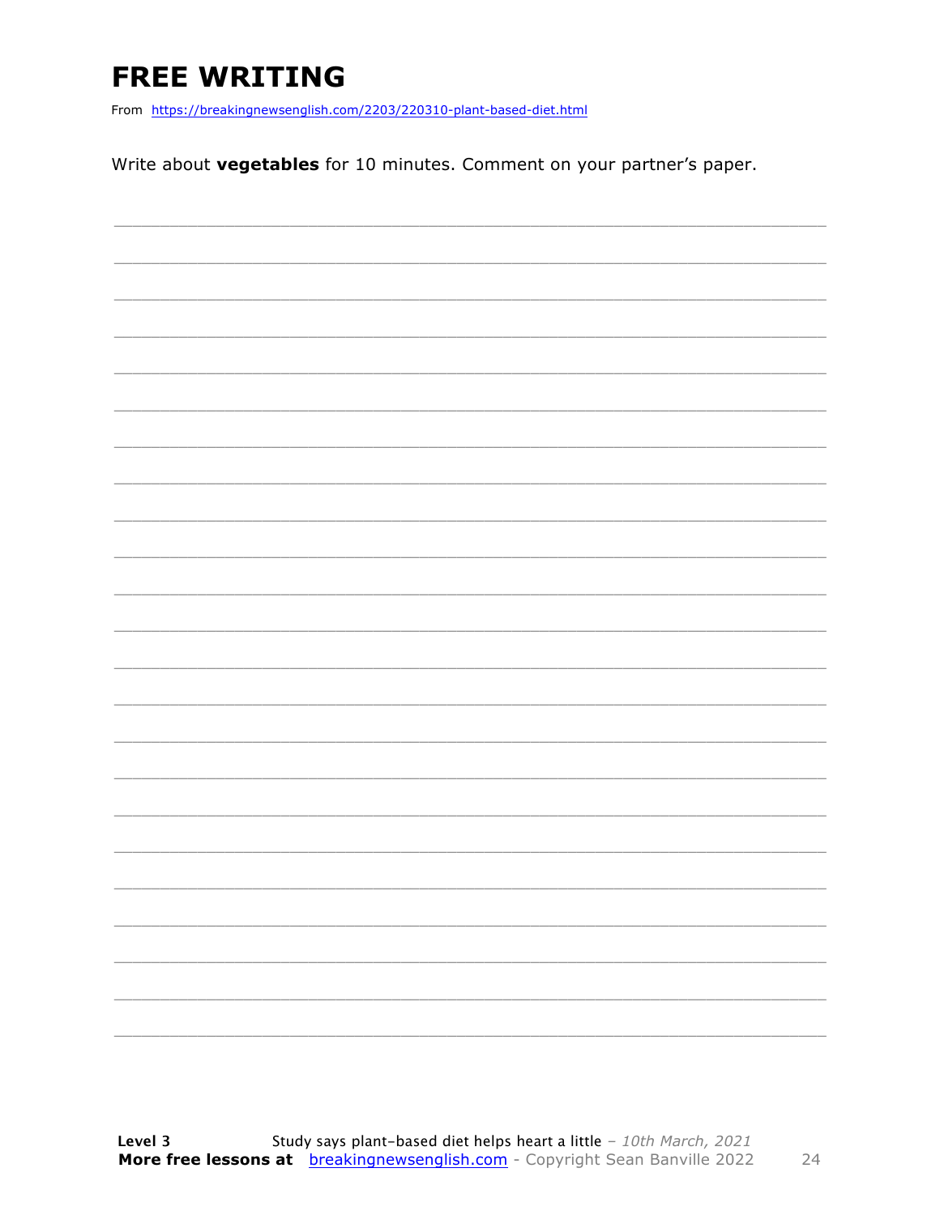# FREE WRITING

From https://breakingnewsenglish.com/2203/220310-plant-based-diet.html

Write about **vegetables** for 10 minutes. Comment on your partner's paper.

___________________________________________________________________________

___________________________________________________________________________

___________________________________________________________________________

___________________________________________________________________________

___________________________________________________________________________

___________________________________________________________________________

___________________________________________________________________________

___________________________________________________________________________

___________________________________________________________________________

___________________________________________________________________________

___________________________________________________________________________

___________________________________________________________________________

___________________________________________________________________________

___________________________________________________________________________

___________________________________________________________________________

___________________________________________________________________________

___________________________________________________________________________

___________________________________________________________________________

___________________________________________________________________________

___________________________________________________________________________

___________________________________________________________________________

___________________________________________________________________________

___________________________________________________________________________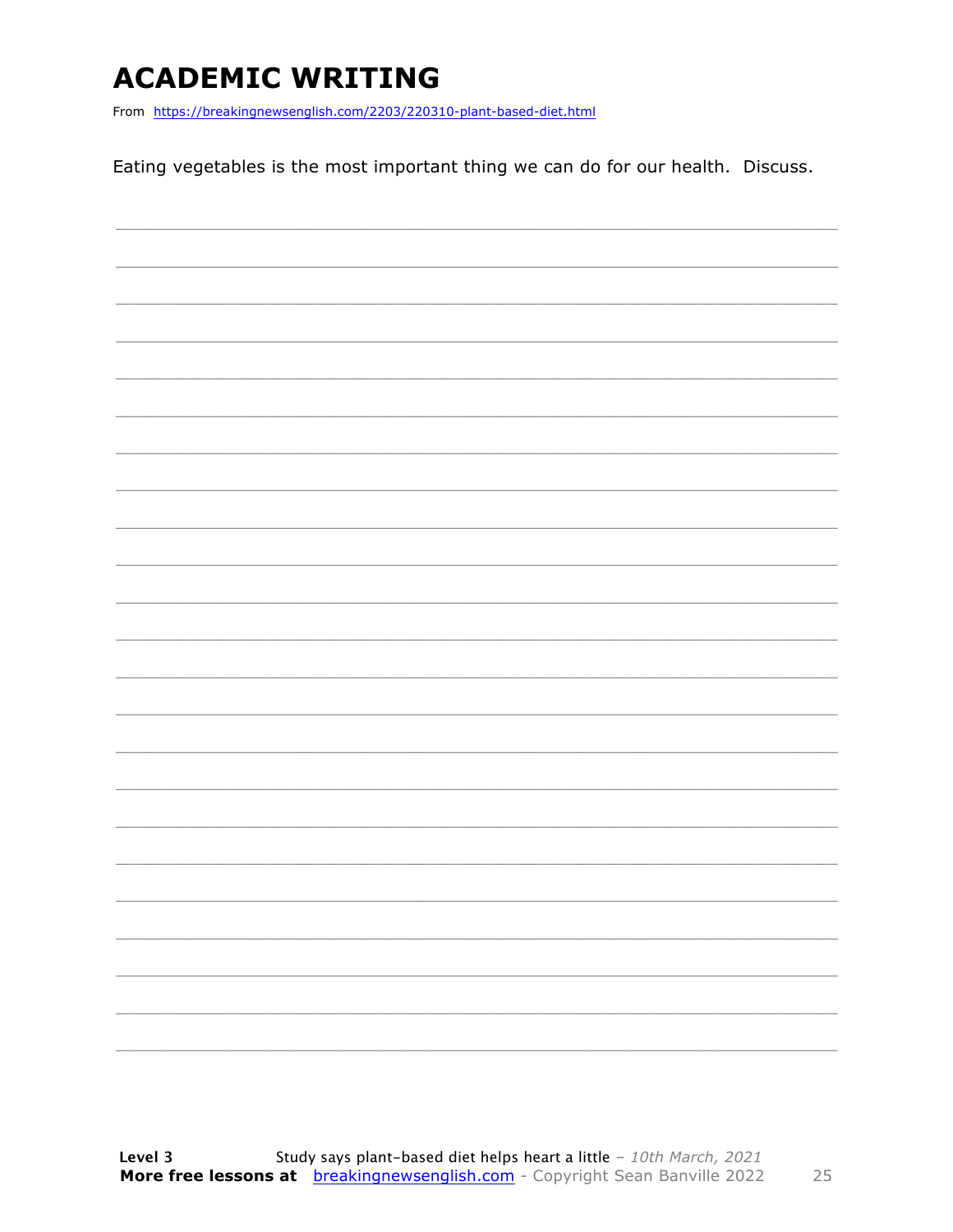# ACADEMIC WRITING

From https://breakingnewsenglish.com/2203/220310-plant-based-diet.html

Eating vegetables is the most important thing we can do for our health. Discuss.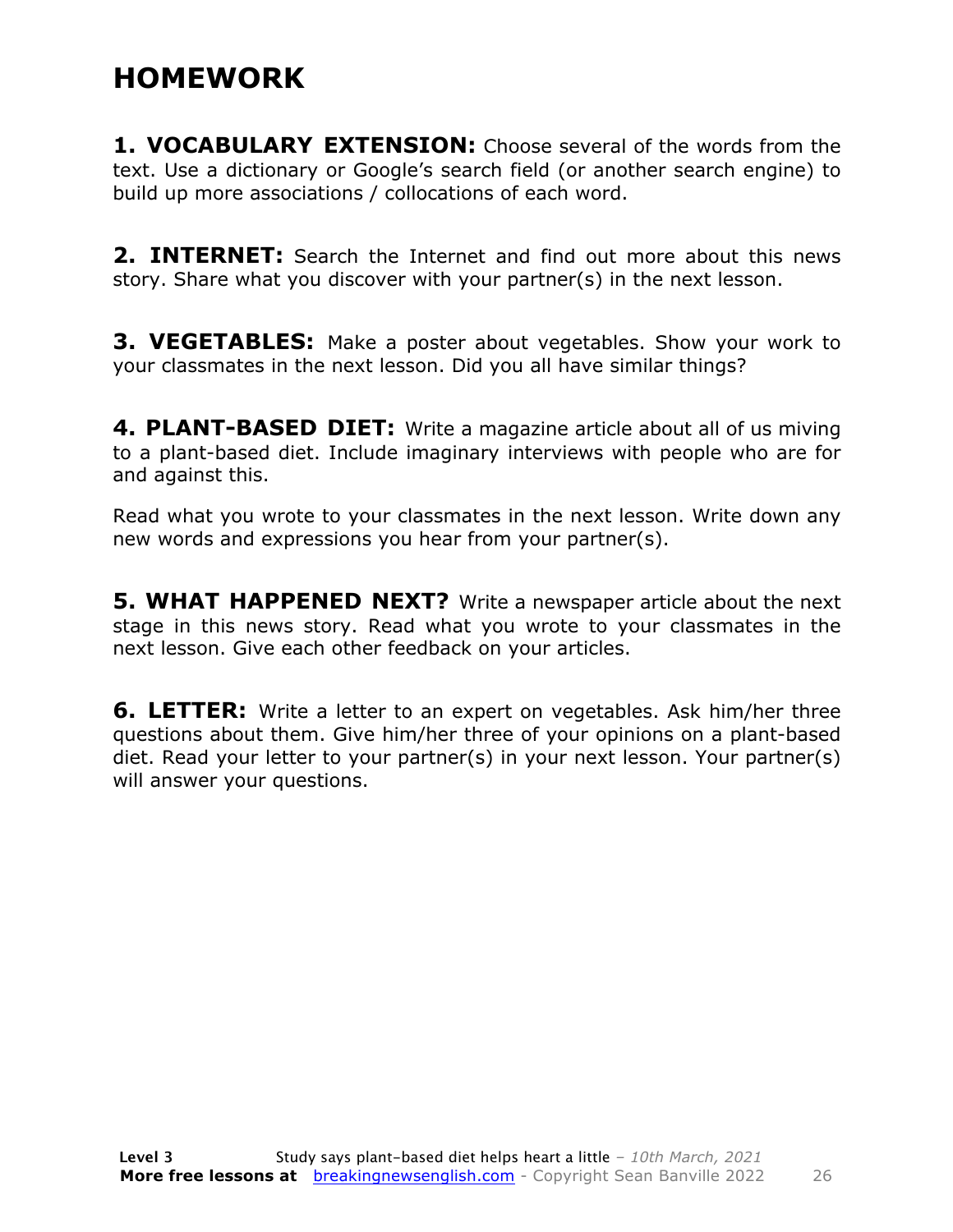# HOMEWORK

**1. VOCABULARY EXTENSION:** Choose several of the words from the text. Use a dictionary or Google's search field (or another search engine) to build up more associations / collocations of each word.

**2. INTERNET:** Search the Internet and find out more about this news story. Share what you discover with your partner(s) in the next lesson.

**3. VEGETABLES:** Make a poster about vegetables. Show your work to your classmates in the next lesson. Did you all have similar things?

**4. PLANT-BASED DIET:** Write a magazine article about all of us miving to a plant-based diet. Include imaginary interviews with people who are for and against this.

Read what you wrote to your classmates in the next lesson. Write down any new words and expressions you hear from your partner(s).

**5. WHAT HAPPENED NEXT?** Write a newspaper article about the next stage in this news story. Read what you wrote to your classmates in the next lesson. Give each other feedback on your articles.

**6. LETTER:** Write a letter to an expert on vegetables. Ask him/her three questions about them. Give him/her three of your opinions on a plant-based diet. Read your letter to your partner(s) in your next lesson. Your partner(s) will answer your questions.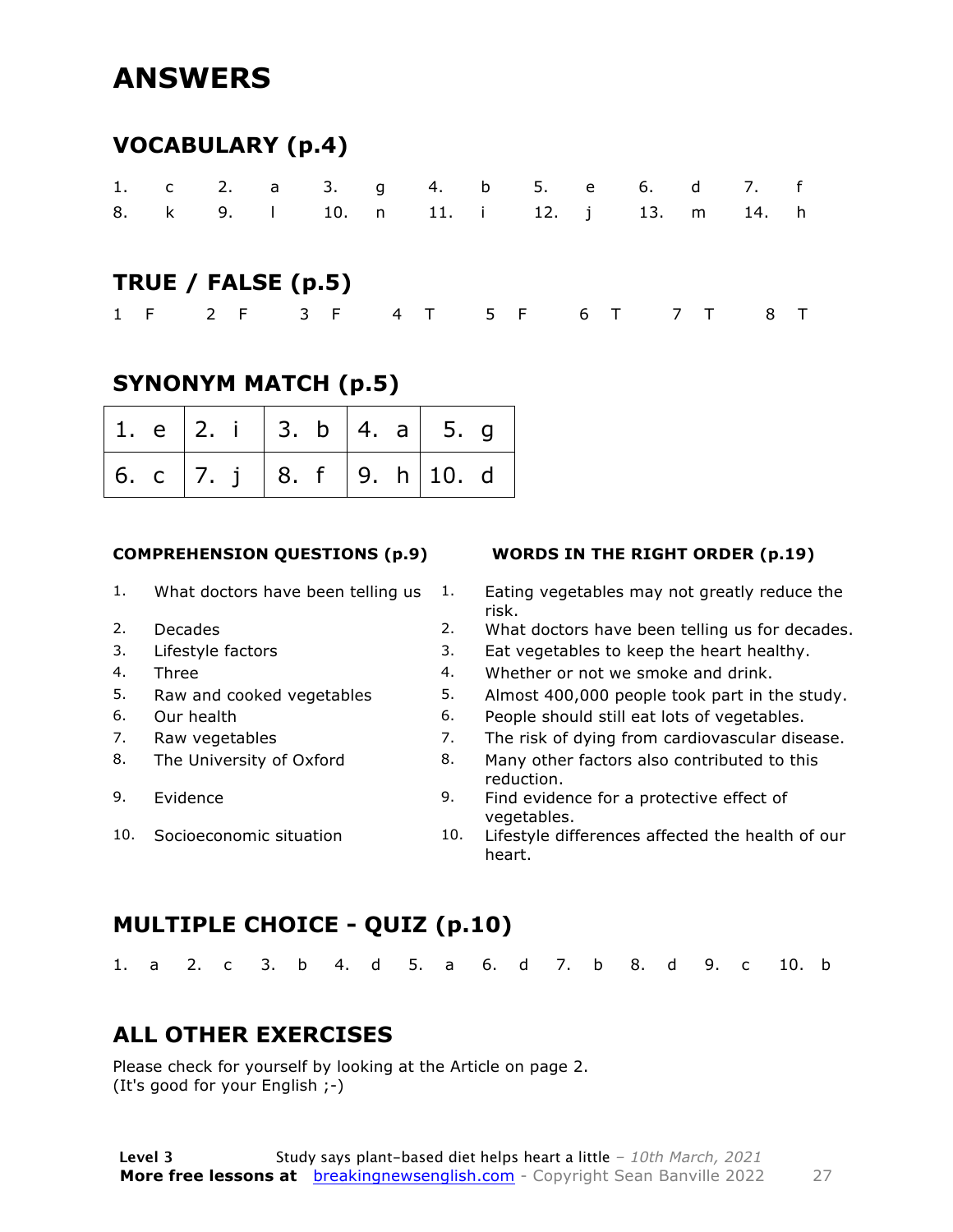# ANSWERS

## VOCABULARY (p.4)

1. c 2. a 3. g 4. b 5. e 6. d 7. f
8. k 9. l 10. n 11. i 12. j 13. m 14. h

## TRUE / FALSE (p.5)

1 F 2 F 3 F 4 T 5 F 6 T 7 T 8 T

## SYNONYM MATCH (p.5)

| | | | | |
|---|---|---|---|---|
| 1. e | 2. i | 3. b | 4. a | 5. g |
| 6. c | 7. j | 8. f | 9. h | 10. d |

### COMPREHENSION QUESTIONS (p.9)

1. What doctors have been telling us
2. Decades
3. Lifestyle factors
4. Three
5. Raw and cooked vegetables
6. Our health
7. Raw vegetables
8. The University of Oxford
9. Evidence
10. Socioeconomic situation

### WORDS IN THE RIGHT ORDER (p.19)

1. Eating vegetables may not greatly reduce the risk.
2. What doctors have been telling us for decades.
3. Eat vegetables to keep the heart healthy.
4. Whether or not we smoke and drink.
5. Almost 400,000 people took part in the study.
6. People should still eat lots of vegetables.
7. The risk of dying from cardiovascular disease.
8. Many other factors also contributed to this reduction.
9. Find evidence for a protective effect of vegetables.
10. Lifestyle differences affected the health of our heart.

## MULTIPLE CHOICE - QUIZ (p.10)

1. a 2. c 3. b 4. d 5. a 6. d 7. b 8. d 9. c 10. b

## ALL OTHER EXERCISES

Please check for yourself by looking at the Article on page 2.
(It's good for your English ;-)